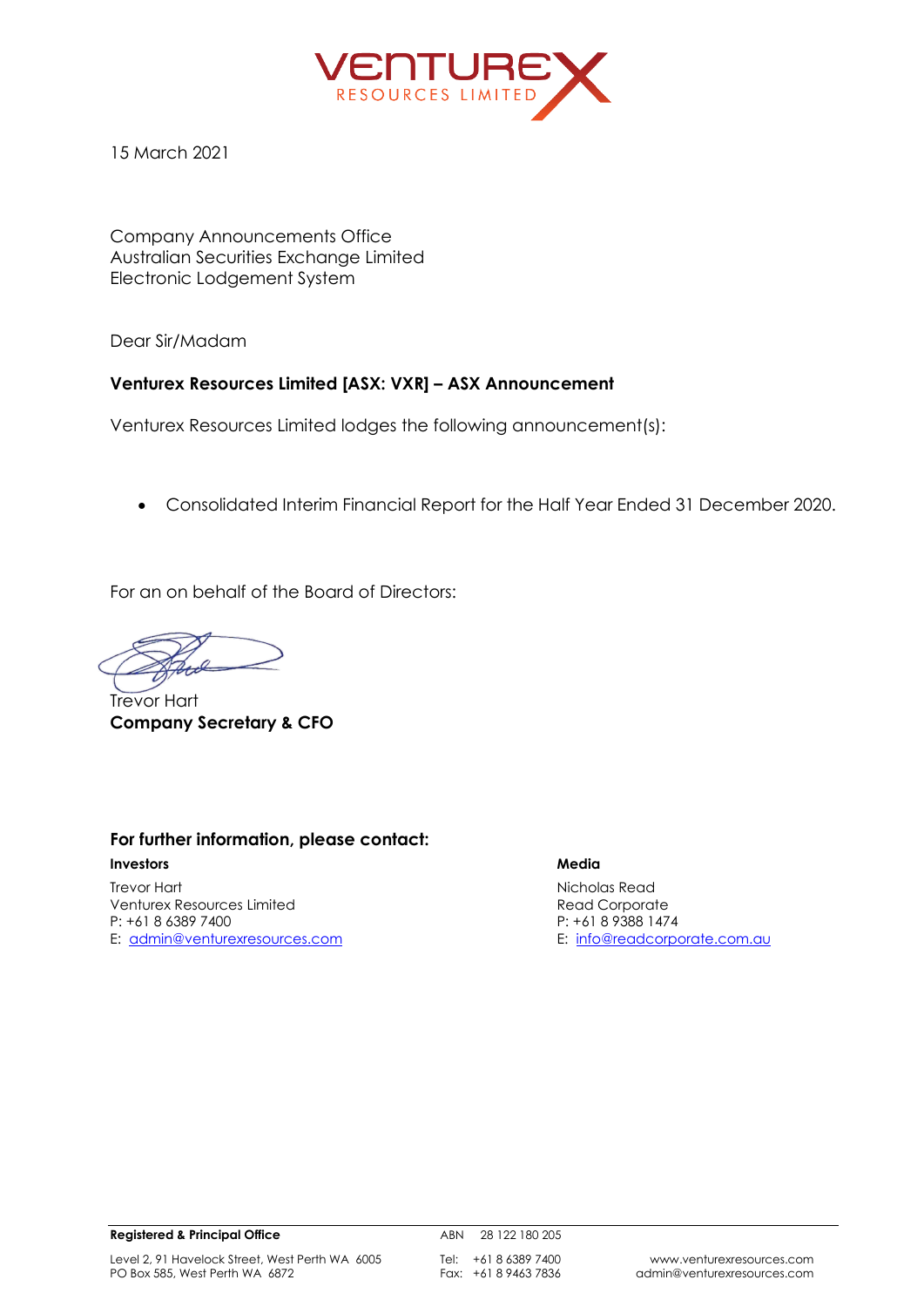VENTUREX RESOURCES LIMITED

15 March 2021

Company Announcements Office
Australian Securities Exchange Limited
Electronic Lodgement System

Dear Sir/Madam

**Venturex Resources Limited [ASX: VXR] – ASX Announcement**

Venturex Resources Limited lodges the following announcement(s):

- Consolidated Interim Financial Report for the Half Year Ended 31 December 2020.

For an on behalf of the Board of Directors:

Trevor Hart
**Company Secretary & CFO**

## For further information, please contact:

**Investors**

Trevor Hart
Venturex Resources Limited
P: +61 8 6389 7400
E: admin@venturexresources.com

**Media**

Nicholas Read
Read Corporate
P: +61 8 9388 1474
E: info@readcorporate.com.au

**Registered & Principal Office**

Level 2, 91 Havelock Street, West Perth WA 6005
PO Box 585, West Perth WA 6872

ABN 28 122 180 205

Tel: +61 8 6389 7400
Fax: +61 8 9463 7836

www.venturexresources.com
admin@venturexresources.com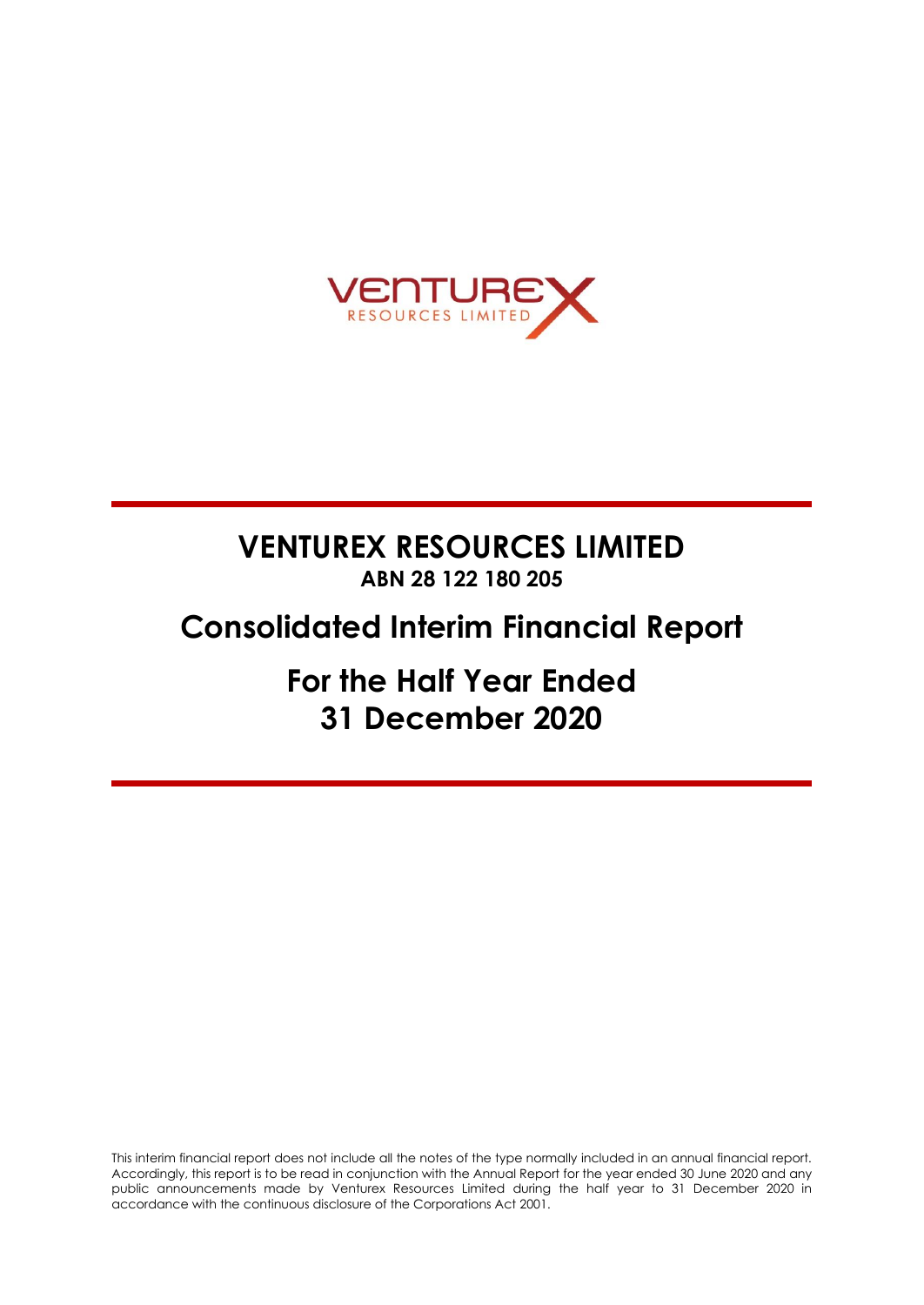# VENTUREX RESOURCES LIMITED

**ABN 28 122 180 205**

# Consolidated Interim Financial Report

# For the Half Year Ended 31 December 2020

This interim financial report does not include all the notes of the type normally included in an annual financial report. Accordingly, this report is to be read in conjunction with the Annual Report for the year ended 30 June 2020 and any public announcements made by Venturex Resources Limited during the half year to 31 December 2020 in accordance with the continuous disclosure of the Corporations Act 2001.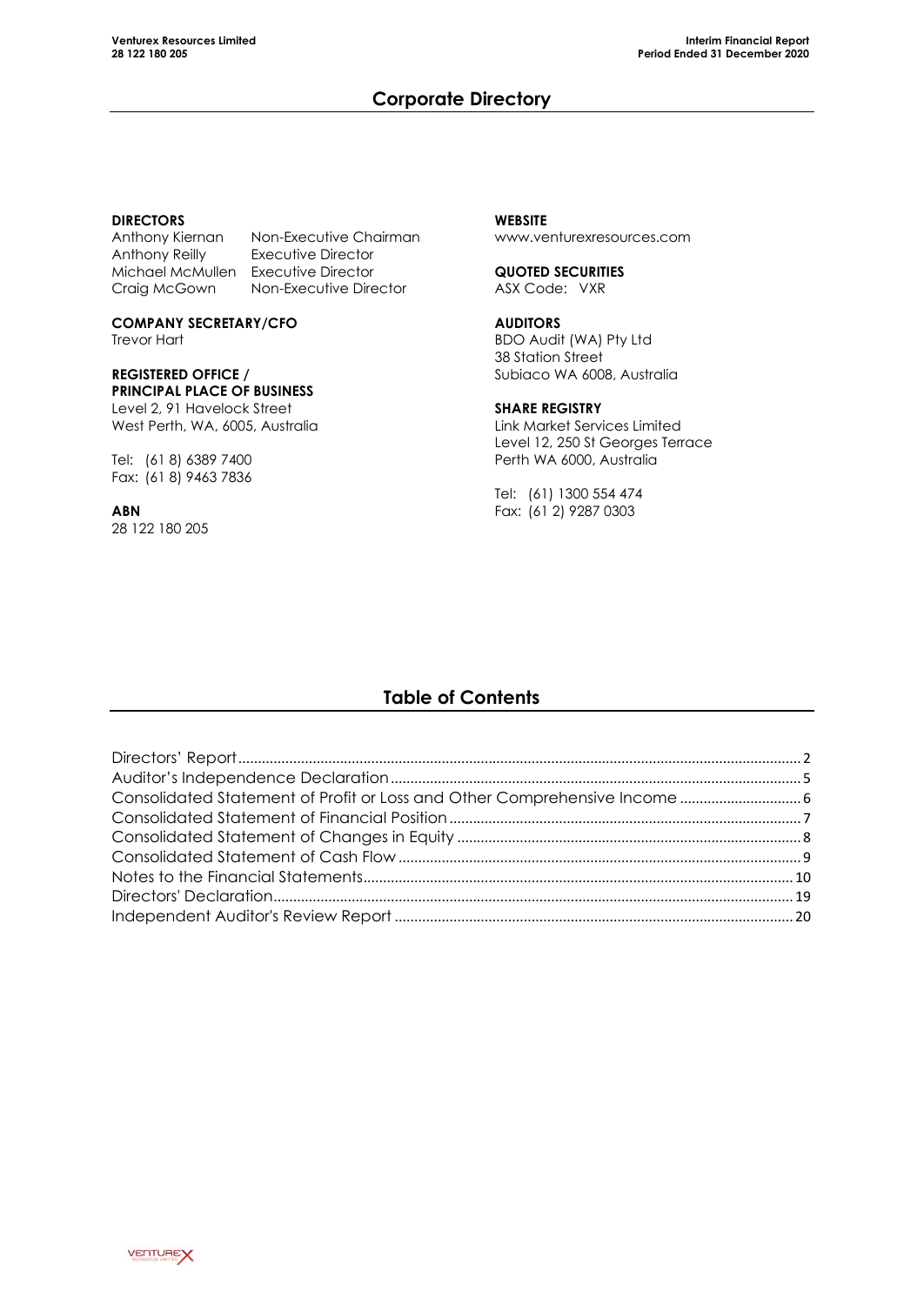# Corporate Directory

**DIRECTORS**

| | |
|---|---|
| Anthony Kiernan | Non-Executive Chairman |
| Anthony Reilly | Executive Director |
| Michael McMullen | Executive Director |
| Craig McGown | Non-Executive Director |

**COMPANY SECRETARY/CFO**
Trevor Hart

**REGISTERED OFFICE / PRINCIPAL PLACE OF BUSINESS**
Level 2, 91 Havelock Street
West Perth, WA, 6005, Australia

Tel: (61 8) 6389 7400
Fax: (61 8) 9463 7836

**ABN**
28 122 180 205

**WEBSITE**
www.venturexresources.com

**QUOTED SECURITIES**
ASX Code: VXR

**AUDITORS**
BDO Audit (WA) Pty Ltd
38 Station Street
Subiaco WA 6008, Australia

**SHARE REGISTRY**
Link Market Services Limited
Level 12, 250 St Georges Terrace
Perth WA 6000, Australia

Tel: (61) 1300 554 474
Fax: (61 2) 9287 0303

# Table of Contents

| | |
|---|---|
| Directors' Report | 2 |
| Auditor's Independence Declaration | 5 |
| Consolidated Statement of Profit or Loss and Other Comprehensive Income | 6 |
| Consolidated Statement of Financial Position | 7 |
| Consolidated Statement of Changes in Equity | 8 |
| Consolidated Statement of Cash Flow | 9 |
| Notes to the Financial Statements | 10 |
| Directors' Declaration | 19 |
| Independent Auditor's Review Report | 20 |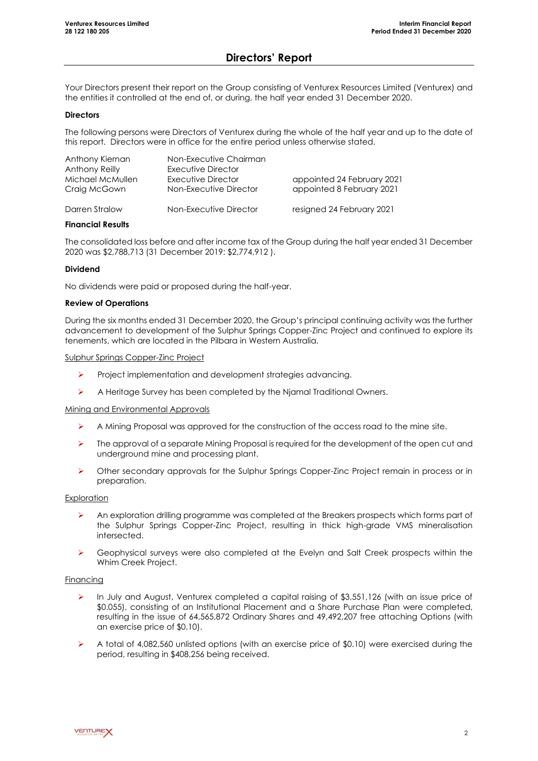# Directors' Report

Your Directors present their report on the Group consisting of Venturex Resources Limited (Venturex) and the entities it controlled at the end of, or during, the half year ended 31 December 2020.

**Directors**

The following persons were Directors of Venturex during the whole of the half year and up to the date of this report. Directors were in office for the entire period unless otherwise stated.

| | | |
|---|---|---|
| Anthony Kiernan | Non-Executive Chairman | |
| Anthony Reilly | Executive Director | |
| Michael McMullen | Executive Director | appointed 24 February 2021 |
| Craig McGown | Non-Executive Director | appointed 8 February 2021 |
| Darren Stralow | Non-Executive Director | resigned 24 February 2021 |

**Financial Results**

The consolidated loss before and after income tax of the Group during the half year ended 31 December 2020 was $2,788,713 (31 December 2019: $2,774,912 ).

**Dividend**

No dividends were paid or proposed during the half-year.

**Review of Operations**

During the six months ended 31 December 2020, the Group's principal continuing activity was the further advancement to development of the Sulphur Springs Copper-Zinc Project and continued to explore its tenements, which are located in the Pilbara in Western Australia.

Sulphur Springs Copper-Zinc Project

- Project implementation and development strategies advancing.
- A Heritage Survey has been completed by the Njamal Traditional Owners.

Mining and Environmental Approvals

- A Mining Proposal was approved for the construction of the access road to the mine site.
- The approval of a separate Mining Proposal is required for the development of the open cut and underground mine and processing plant.
- Other secondary approvals for the Sulphur Springs Copper-Zinc Project remain in process or in preparation.

Exploration

- An exploration drilling programme was completed at the Breakers prospects which forms part of the Sulphur Springs Copper-Zinc Project, resulting in thick high-grade VMS mineralisation intersected.
- Geophysical surveys were also completed at the Evelyn and Salt Creek prospects within the Whim Creek Project.

Financing

- In July and August, Venturex completed a capital raising of $3,551,126 (with an issue price of $0.055), consisting of an Institutional Placement and a Share Purchase Plan were completed, resulting in the issue of 64,565,872 Ordinary Shares and 49,492,207 free attaching Options (with an exercise price of $0.10).
- A total of 4,082,560 unlisted options (with an exercise price of $0.10) were exercised during the period, resulting in $408,256 being received.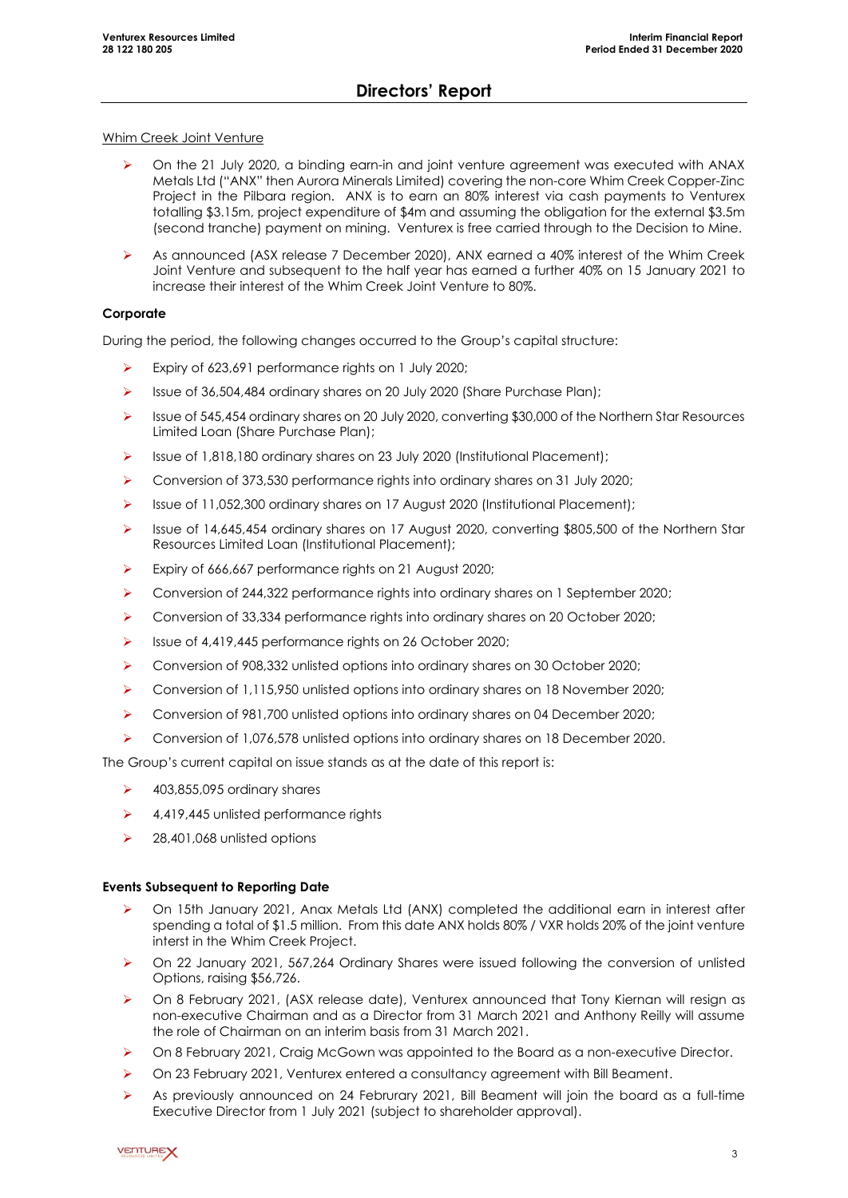## Directors' Report

Whim Creek Joint Venture

- On the 21 July 2020, a binding earn-in and joint venture agreement was executed with ANAX Metals Ltd ("ANX" then Aurora Minerals Limited) covering the non-core Whim Creek Copper-Zinc Project in the Pilbara region. ANX is to earn an 80% interest via cash payments to Venturex totalling $3.15m, project expenditure of $4m and assuming the obligation for the external $3.5m (second tranche) payment on mining. Venturex is free carried through to the Decision to Mine.
- As announced (ASX release 7 December 2020), ANX earned a 40% interest of the Whim Creek Joint Venture and subsequent to the half year has earned a further 40% on 15 January 2021 to increase their interest of the Whim Creek Joint Venture to 80%.

**Corporate**

During the period, the following changes occurred to the Group's capital structure:

- Expiry of 623,691 performance rights on 1 July 2020;
- Issue of 36,504,484 ordinary shares on 20 July 2020 (Share Purchase Plan);
- Issue of 545,454 ordinary shares on 20 July 2020, converting $30,000 of the Northern Star Resources Limited Loan (Share Purchase Plan);
- Issue of 1,818,180 ordinary shares on 23 July 2020 (Institutional Placement);
- Conversion of 373,530 performance rights into ordinary shares on 31 July 2020;
- Issue of 11,052,300 ordinary shares on 17 August 2020 (Institutional Placement);
- Issue of 14,645,454 ordinary shares on 17 August 2020, converting $805,500 of the Northern Star Resources Limited Loan (Institutional Placement);
- Expiry of 666,667 performance rights on 21 August 2020;
- Conversion of 244,322 performance rights into ordinary shares on 1 September 2020;
- Conversion of 33,334 performance rights into ordinary shares on 20 October 2020;
- Issue of 4,419,445 performance rights on 26 October 2020;
- Conversion of 908,332 unlisted options into ordinary shares on 30 October 2020;
- Conversion of 1,115,950 unlisted options into ordinary shares on 18 November 2020;
- Conversion of 981,700 unlisted options into ordinary shares on 04 December 2020;
- Conversion of 1,076,578 unlisted options into ordinary shares on 18 December 2020.

The Group's current capital on issue stands as at the date of this report is:

- 403,855,095 ordinary shares
- 4,419,445 unlisted performance rights
- 28,401,068 unlisted options

**Events Subsequent to Reporting Date**

- On 15th January 2021, Anax Metals Ltd (ANX) completed the additional earn in interest after spending a total of $1.5 million. From this date ANX holds 80% / VXR holds 20% of the joint venture interst in the Whim Creek Project.
- On 22 January 2021, 567,264 Ordinary Shares were issued following the conversion of unlisted Options, raising $56,726.
- On 8 February 2021, (ASX release date), Venturex announced that Tony Kiernan will resign as non-executive Chairman and as a Director from 31 March 2021 and Anthony Reilly will assume the role of Chairman on an interim basis from 31 March 2021.
- On 8 February 2021, Craig McGown was appointed to the Board as a non-executive Director.
- On 23 February 2021, Venturex entered a consultancy agreement with Bill Beament.
- As previously announced on 24 Februrary 2021, Bill Beament will join the board as a full-time Executive Director from 1 July 2021 (subject to shareholder approval).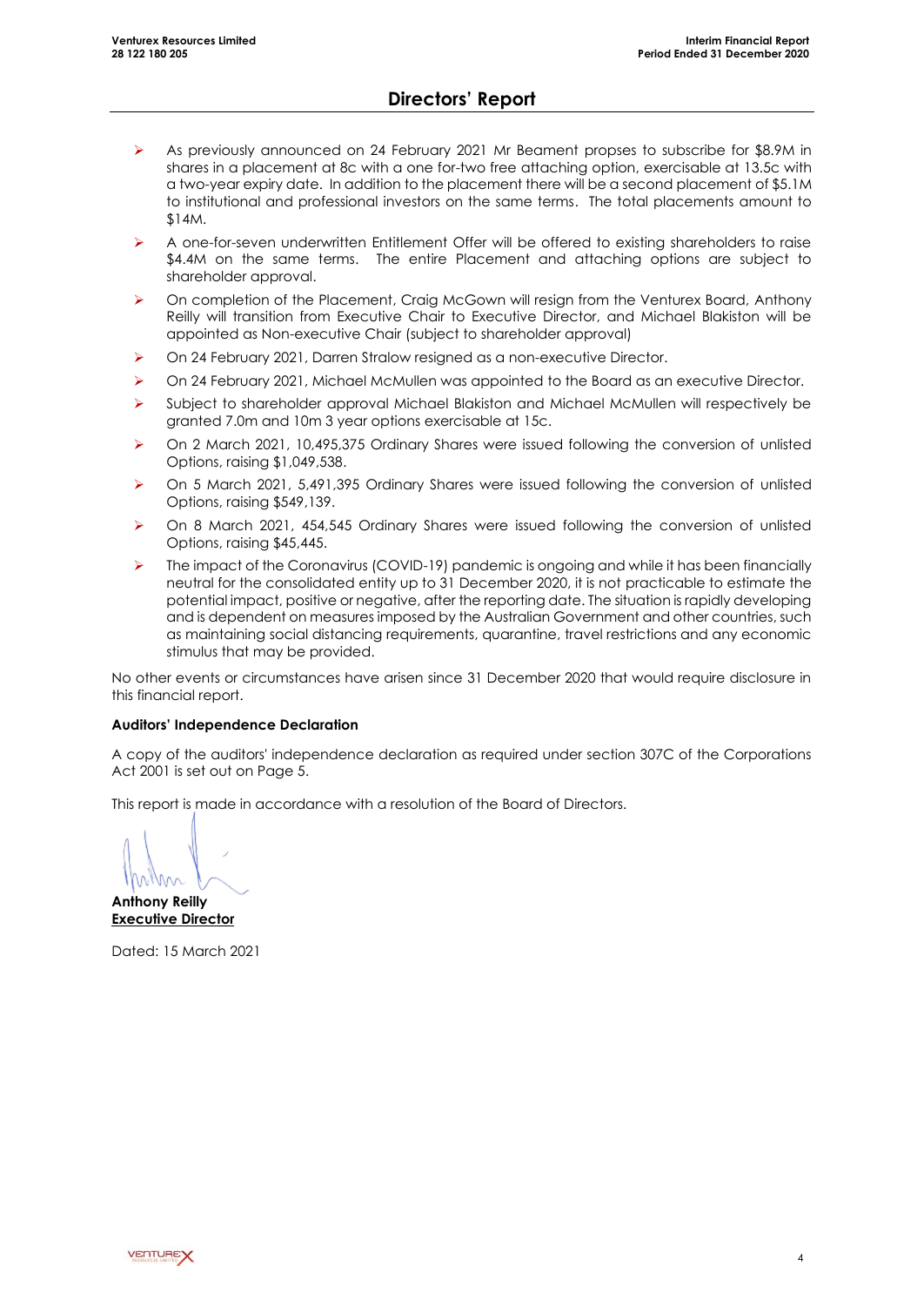# Directors' Report

- As previously announced on 24 February 2021 Mr Beament propses to subscribe for $8.9M in shares in a placement at 8c with a one for-two free attaching option, exercisable at 13.5c with a two-year expiry date. In addition to the placement there will be a second placement of $5.1M to institutional and professional investors on the same terms. The total placements amount to $14M.
- A one-for-seven underwritten Entitlement Offer will be offered to existing shareholders to raise $4.4M on the same terms. The entire Placement and attaching options are subject to shareholder approval.
- On completion of the Placement, Craig McGown will resign from the Venturex Board, Anthony Reilly will transition from Executive Chair to Executive Director, and Michael Blakiston will be appointed as Non-executive Chair (subject to shareholder approval)
- On 24 February 2021, Darren Stralow resigned as a non-executive Director.
- On 24 February 2021, Michael McMullen was appointed to the Board as an executive Director.
- Subject to shareholder approval Michael Blakiston and Michael McMullen will respectively be granted 7.0m and 10m 3 year options exercisable at 15c.
- On 2 March 2021, 10,495,375 Ordinary Shares were issued following the conversion of unlisted Options, raising $1,049,538.
- On 5 March 2021, 5,491,395 Ordinary Shares were issued following the conversion of unlisted Options, raising $549,139.
- On 8 March 2021, 454,545 Ordinary Shares were issued following the conversion of unlisted Options, raising $45,445.
- The impact of the Coronavirus (COVID-19) pandemic is ongoing and while it has been financially neutral for the consolidated entity up to 31 December 2020, it is not practicable to estimate the potential impact, positive or negative, after the reporting date. The situation is rapidly developing and is dependent on measures imposed by the Australian Government and other countries, such as maintaining social distancing requirements, quarantine, travel restrictions and any economic stimulus that may be provided.

No other events or circumstances have arisen since 31 December 2020 that would require disclosure in this financial report.

**Auditors' Independence Declaration**

A copy of the auditors' independence declaration as required under section 307C of the Corporations Act 2001 is set out on Page 5.

This report is made in accordance with a resolution of the Board of Directors.

**Anthony Reilly**
**Executive Director**

Dated: 15 March 2021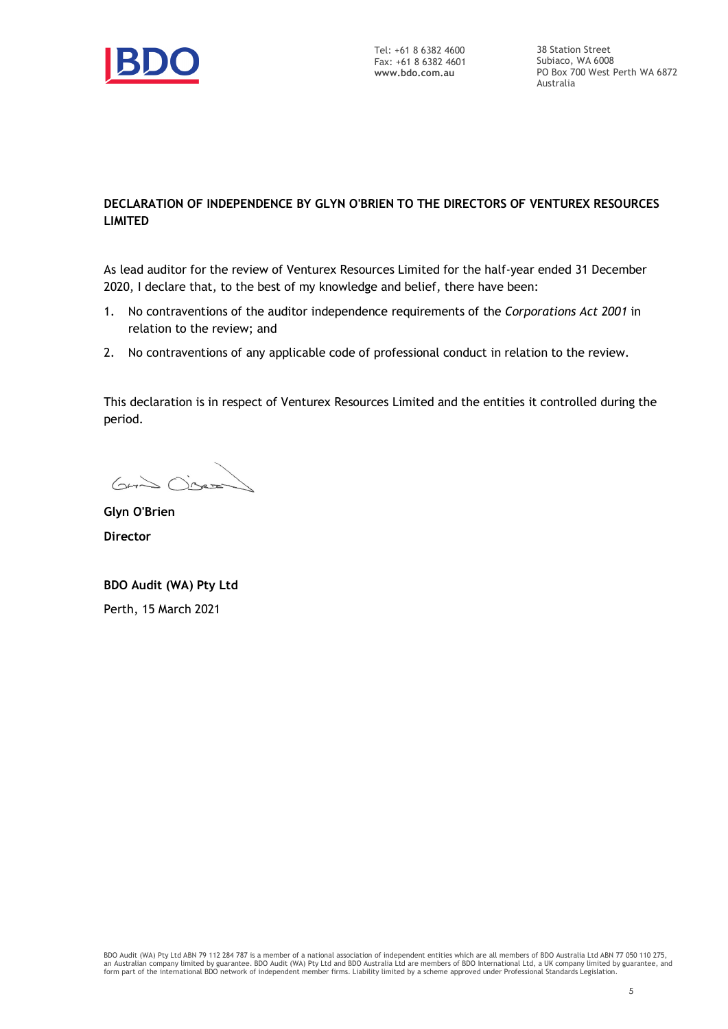Tel: +61 8 6382 4600
Fax: +61 8 6382 4601
**www.bdo.com.au**

38 Station Street
Subiaco, WA 6008
PO Box 700 West Perth WA 6872
Australia

**DECLARATION OF INDEPENDENCE BY GLYN O'BRIEN TO THE DIRECTORS OF VENTUREX RESOURCES LIMITED**

As lead auditor for the review of Venturex Resources Limited for the half-year ended 31 December 2020, I declare that, to the best of my knowledge and belief, there have been:

1. No contraventions of the auditor independence requirements of the *Corporations Act 2001* in relation to the review; and
2. No contraventions of any applicable code of professional conduct in relation to the review.

This declaration is in respect of Venturex Resources Limited and the entities it controlled during the period.

**Glyn O'Brien**

**Director**

**BDO Audit (WA) Pty Ltd**

Perth, 15 March 2021

BDO Audit (WA) Pty Ltd ABN 79 112 284 787 is a member of a national association of independent entities which are all members of BDO Australia Ltd ABN 77 050 110 275, an Australian company limited by guarantee. BDO Audit (WA) Pty Ltd and BDO Australia Ltd are members of BDO International Ltd, a UK company limited by guarantee, and form part of the international BDO network of independent member firms. Liability limited by a scheme approved under Professional Standards Legislation.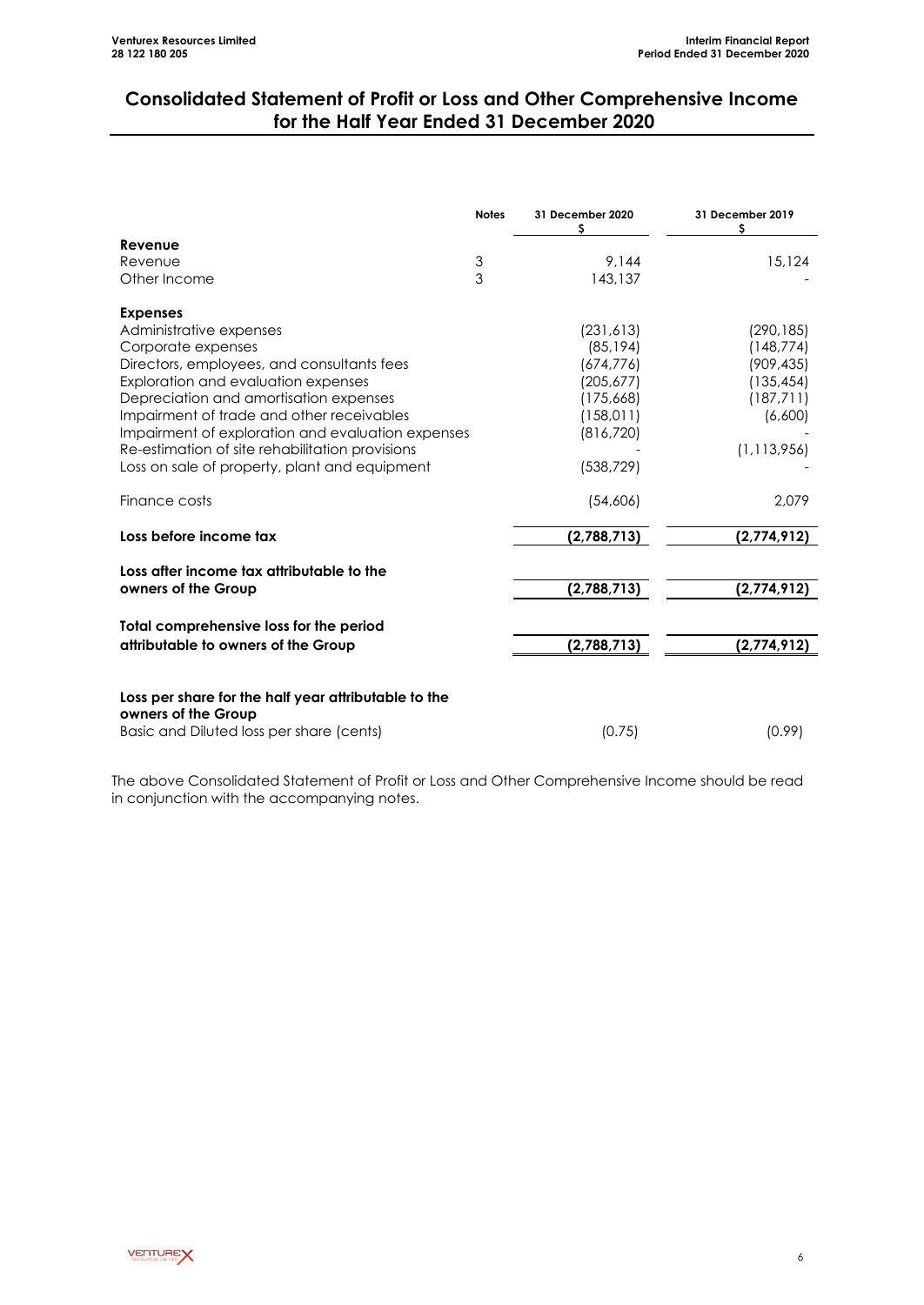# Consolidated Statement of Profit or Loss and Other Comprehensive Income for the Half Year Ended 31 December 2020

| | Notes | 31 December 2020 $ | 31 December 2019 $ |
|---|---|---|---|
| **Revenue** | | | |
| Revenue | 3 | 9,144 | 15,124 |
| Other Income | 3 | 143,137 | - |
| **Expenses** | | | |
| Administrative expenses | | (231,613) | (290,185) |
| Corporate expenses | | (85,194) | (148,774) |
| Directors, employees, and consultants fees | | (674,776) | (909,435) |
| Exploration and evaluation expenses | | (205,677) | (135,454) |
| Depreciation and amortisation expenses | | (175,668) | (187,711) |
| Impairment of trade and other receivables | | (158,011) | (6,600) |
| Impairment of exploration and evaluation expenses | | (816,720) | - |
| Re-estimation of site rehabilitation provisions | | - | (1,113,956) |
| Loss on sale of property, plant and equipment | | (538,729) | - |
| Finance costs | | (54,606) | 2,079 |
| **Loss before income tax** | | **(2,788,713)** | **(2,774,912)** |
| **Loss after income tax attributable to the owners of the Group** | | **(2,788,713)** | **(2,774,912)** |
| **Total comprehensive loss for the period attributable to owners of the Group** | | **(2,788,713)** | **(2,774,912)** |
| **Loss per share for the half year attributable to the owners of the Group** | | | |
| Basic and Diluted loss per share (cents) | | (0.75) | (0.99) |

The above Consolidated Statement of Profit or Loss and Other Comprehensive Income should be read in conjunction with the accompanying notes.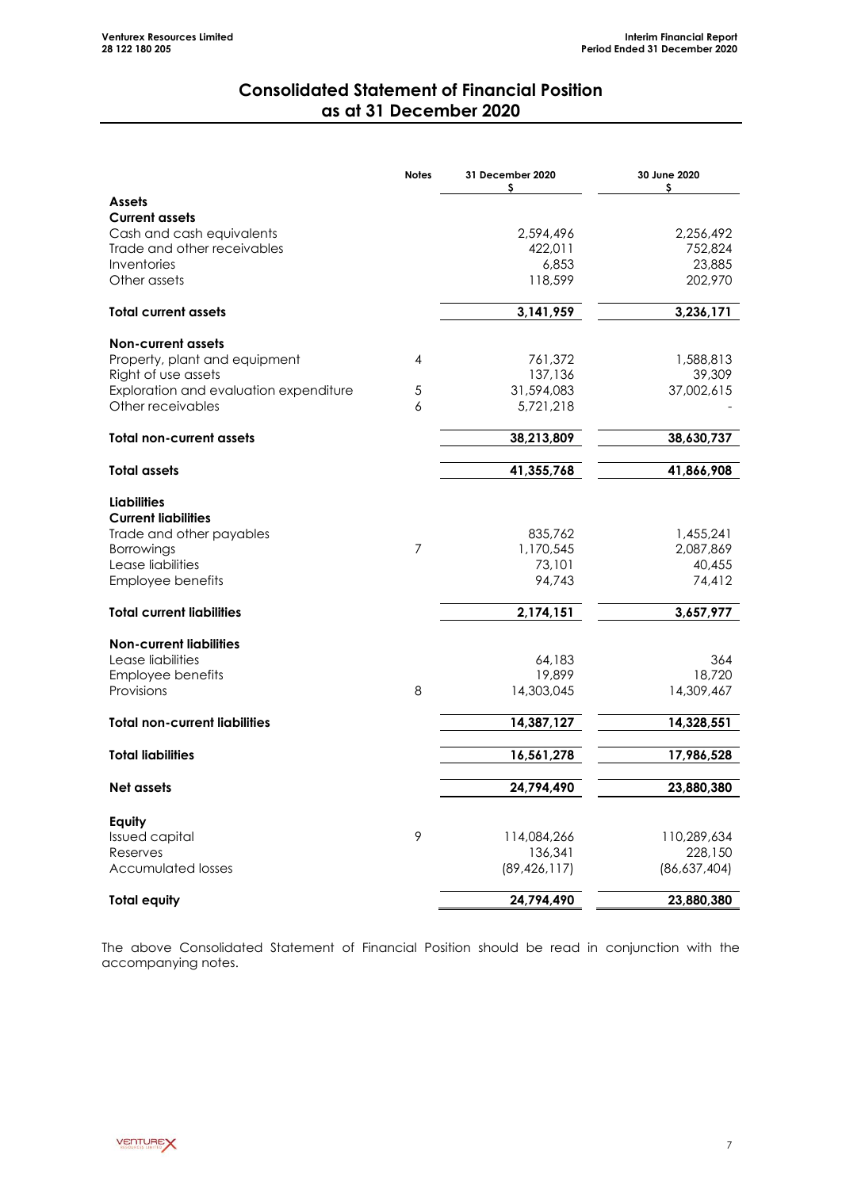# Consolidated Statement of Financial Position as at 31 December 2020

| | Notes | 31 December 2020 $ | 30 June 2020 $ |
|---|---|---|---|
| **Assets** | | | |
| **Current assets** | | | |
| Cash and cash equivalents | | 2,594,496 | 2,256,492 |
| Trade and other receivables | | 422,011 | 752,824 |
| Inventories | | 6,853 | 23,885 |
| Other assets | | 118,599 | 202,970 |
| **Total current assets** | | **3,141,959** | **3,236,171** |
| **Non-current assets** | | | |
| Property, plant and equipment | 4 | 761,372 | 1,588,813 |
| Right of use assets | | 137,136 | 39,309 |
| Exploration and evaluation expenditure | 5 | 31,594,083 | 37,002,615 |
| Other receivables | 6 | 5,721,218 | - |
| **Total non-current assets** | | **38,213,809** | **38,630,737** |
| **Total assets** | | **41,355,768** | **41,866,908** |
| **Liabilities** | | | |
| **Current liabilities** | | | |
| Trade and other payables | | 835,762 | 1,455,241 |
| Borrowings | 7 | 1,170,545 | 2,087,869 |
| Lease liabilities | | 73,101 | 40,455 |
| Employee benefits | | 94,743 | 74,412 |
| **Total current liabilities** | | **2,174,151** | **3,657,977** |
| **Non-current liabilities** | | | |
| Lease liabilities | | 64,183 | 364 |
| Employee benefits | | 19,899 | 18,720 |
| Provisions | 8 | 14,303,045 | 14,309,467 |
| **Total non-current liabilities** | | **14,387,127** | **14,328,551** |
| **Total liabilities** | | **16,561,278** | **17,986,528** |
| **Net assets** | | **24,794,490** | **23,880,380** |
| **Equity** | | | |
| Issued capital | 9 | 114,084,266 | 110,289,634 |
| Reserves | | 136,341 | 228,150 |
| Accumulated losses | | (89,426,117) | (86,637,404) |
| **Total equity** | | **24,794,490** | **23,880,380** |

The above Consolidated Statement of Financial Position should be read in conjunction with the accompanying notes.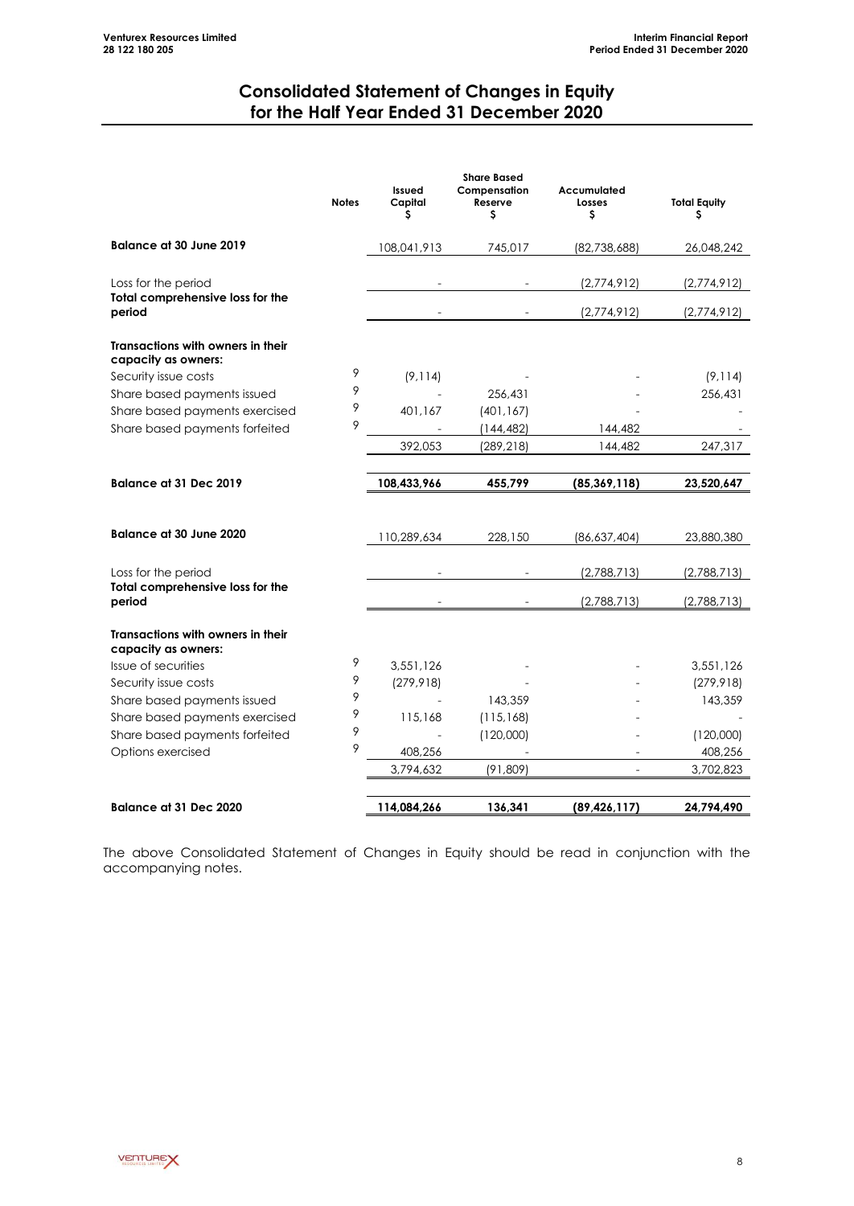# Consolidated Statement of Changes in Equity for the Half Year Ended 31 December 2020

| | Notes | Issued Capital $ | Share Based Compensation Reserve $ | Accumulated Losses $ | Total Equity $ |
|---|---|---|---|---|---|
| **Balance at 30 June 2019** | | 108,041,913 | 745,017 | (82,738,688) | 26,048,242 |
| Loss for the period | | - | - | (2,774,912) | (2,774,912) |
| **Total comprehensive loss for the period** | | - | - | (2,774,912) | (2,774,912) |
| **Transactions with owners in their capacity as owners:** | | | | | |
| Security issue costs | 9 | (9,114) | - | - | (9,114) |
| Share based payments issued | 9 | - | 256,431 | - | 256,431 |
| Share based payments exercised | 9 | 401,167 | (401,167) | - | - |
| Share based payments forfeited | 9 | - | (144,482) | 144,482 | - |
| | | 392,053 | (289,218) | 144,482 | 247,317 |
| **Balance at 31 Dec 2019** | | **108,433,966** | **455,799** | **(85,369,118)** | **23,520,647** |
| **Balance at 30 June 2020** | | 110,289,634 | 228,150 | (86,637,404) | 23,880,380 |
| Loss for the period | | - | - | (2,788,713) | (2,788,713) |
| **Total comprehensive loss for the period** | | - | - | (2,788,713) | (2,788,713) |
| **Transactions with owners in their capacity as owners:** | | | | | |
| Issue of securities | 9 | 3,551,126 | - | - | 3,551,126 |
| Security issue costs | 9 | (279,918) | - | - | (279,918) |
| Share based payments issued | 9 | - | 143,359 | - | 143,359 |
| Share based payments exercised | 9 | 115,168 | (115,168) | - | - |
| Share based payments forfeited | 9 | - | (120,000) | - | (120,000) |
| Options exercised | 9 | 408,256 | - | - | 408,256 |
| | | 3,794,632 | (91,809) | - | 3,702,823 |
| **Balance at 31 Dec 2020** | | **114,084,266** | **136,341** | **(89,426,117)** | **24,794,490** |

The above Consolidated Statement of Changes in Equity should be read in conjunction with the accompanying notes.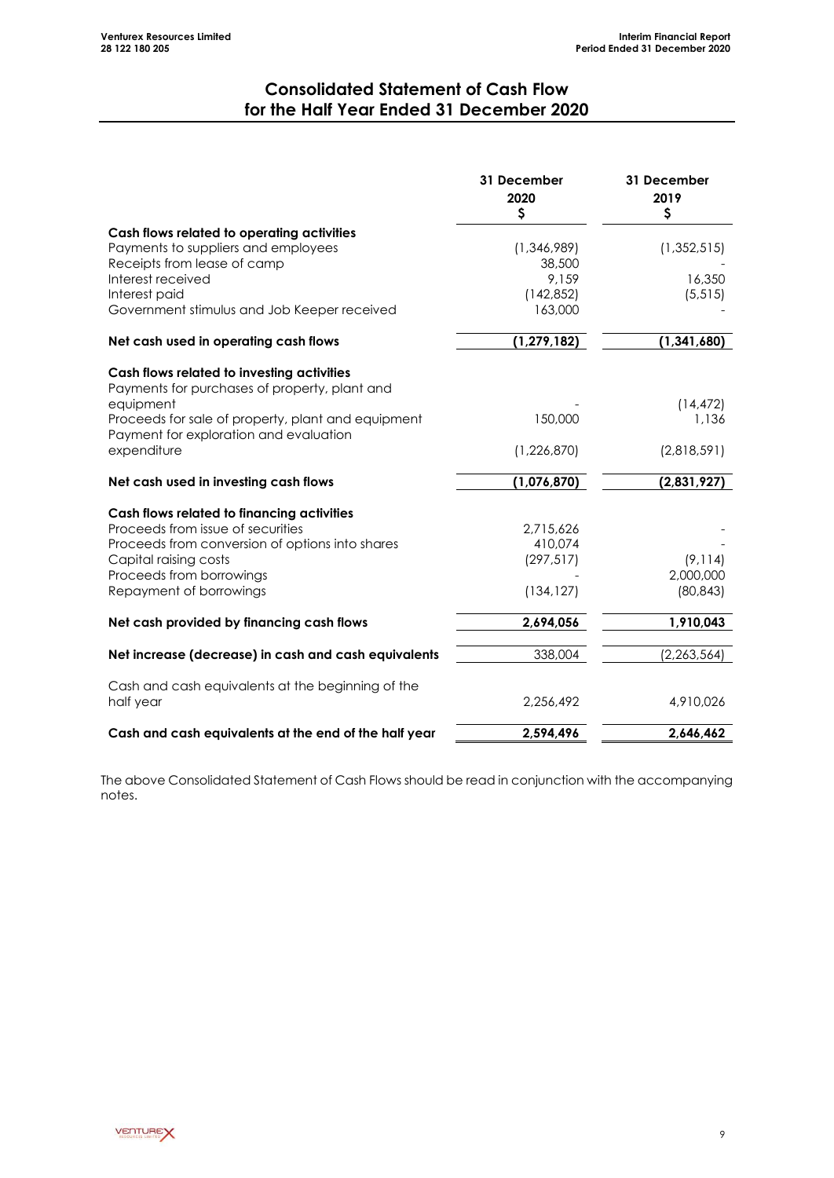# Consolidated Statement of Cash Flow for the Half Year Ended 31 December 2020

| | 31 December 2020 $ | 31 December 2019 $ |
|---|---|---|
| **Cash flows related to operating activities** | | |
| Payments to suppliers and employees | (1,346,989) | (1,352,515) |
| Receipts from lease of camp | 38,500 | - |
| Interest received | 9,159 | 16,350 |
| Interest paid | (142,852) | (5,515) |
| Government stimulus and Job Keeper received | 163,000 | - |
| **Net cash used in operating cash flows** | **(1,279,182)** | **(1,341,680)** |
| **Cash flows related to investing activities** | | |
| Payments for purchases of property, plant and equipment | - | (14,472) |
| Proceeds for sale of property, plant and equipment | 150,000 | 1,136 |
| Payment for exploration and evaluation expenditure | (1,226,870) | (2,818,591) |
| **Net cash used in investing cash flows** | **(1,076,870)** | **(2,831,927)** |
| **Cash flows related to financing activities** | | |
| Proceeds from issue of securities | 2,715,626 | - |
| Proceeds from conversion of options into shares | 410,074 | - |
| Capital raising costs | (297,517) | (9,114) |
| Proceeds from borrowings | - | 2,000,000 |
| Repayment of borrowings | (134,127) | (80,843) |
| **Net cash provided by financing cash flows** | **2,694,056** | **1,910,043** |
| **Net increase (decrease) in cash and cash equivalents** | 338,004 | (2,263,564) |
| Cash and cash equivalents at the beginning of the half year | 2,256,492 | 4,910,026 |
| **Cash and cash equivalents at the end of the half year** | **2,594,496** | **2,646,462** |

The above Consolidated Statement of Cash Flows should be read in conjunction with the accompanying notes.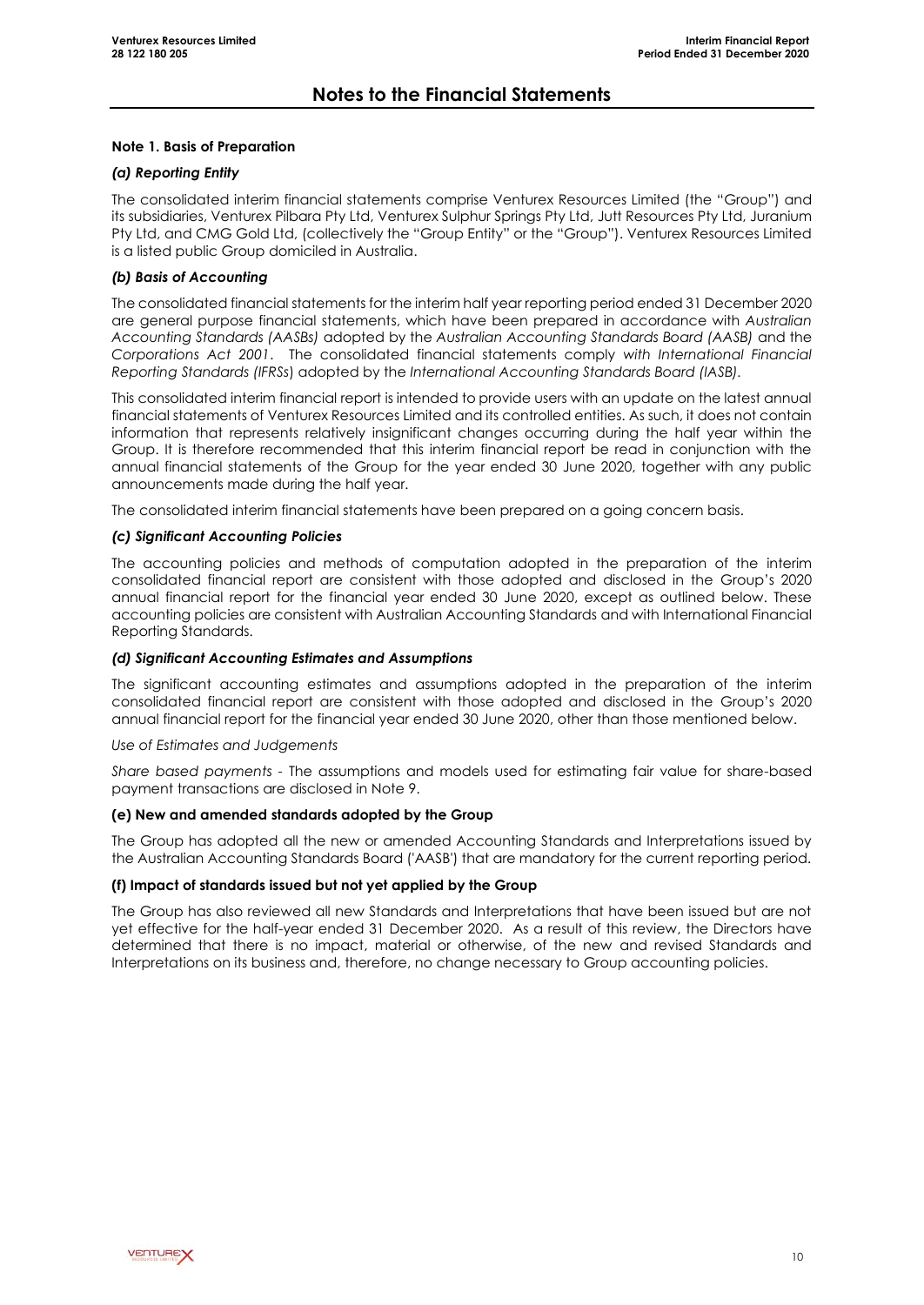# Notes to the Financial Statements

## Note 1. Basis of Preparation

### *(a) Reporting Entity*

The consolidated interim financial statements comprise Venturex Resources Limited (the "Group") and its subsidiaries, Venturex Pilbara Pty Ltd, Venturex Sulphur Springs Pty Ltd, Jutt Resources Pty Ltd, Juranium Pty Ltd, and CMG Gold Ltd, (collectively the "Group Entity" or the "Group"). Venturex Resources Limited is a listed public Group domiciled in Australia.

### *(b) Basis of Accounting*

The consolidated financial statements for the interim half year reporting period ended 31 December 2020 are general purpose financial statements, which have been prepared in accordance with *Australian Accounting Standards (AASBs)* adopted by the *Australian Accounting Standards Board (AASB)* and the *Corporations Act 2001*. The consolidated financial statements comply *with International Financial Reporting Standards (IFRSs*) adopted by the *International Accounting Standards Board (IASB)*.

This consolidated interim financial report is intended to provide users with an update on the latest annual financial statements of Venturex Resources Limited and its controlled entities. As such, it does not contain information that represents relatively insignificant changes occurring during the half year within the Group. It is therefore recommended that this interim financial report be read in conjunction with the annual financial statements of the Group for the year ended 30 June 2020, together with any public announcements made during the half year.

The consolidated interim financial statements have been prepared on a going concern basis.

### *(c) Significant Accounting Policies*

The accounting policies and methods of computation adopted in the preparation of the interim consolidated financial report are consistent with those adopted and disclosed in the Group's 2020 annual financial report for the financial year ended 30 June 2020, except as outlined below. These accounting policies are consistent with Australian Accounting Standards and with International Financial Reporting Standards.

### *(d) Significant Accounting Estimates and Assumptions*

The significant accounting estimates and assumptions adopted in the preparation of the interim consolidated financial report are consistent with those adopted and disclosed in the Group's 2020 annual financial report for the financial year ended 30 June 2020, other than those mentioned below.

*Use of Estimates and Judgements*

*Share based payments* - The assumptions and models used for estimating fair value for share-based payment transactions are disclosed in Note 9.

### (e) New and amended standards adopted by the Group

The Group has adopted all the new or amended Accounting Standards and Interpretations issued by the Australian Accounting Standards Board ('AASB') that are mandatory for the current reporting period.

### (f) Impact of standards issued but not yet applied by the Group

The Group has also reviewed all new Standards and Interpretations that have been issued but are not yet effective for the half-year ended 31 December 2020. As a result of this review, the Directors have determined that there is no impact, material or otherwise, of the new and revised Standards and Interpretations on its business and, therefore, no change necessary to Group accounting policies.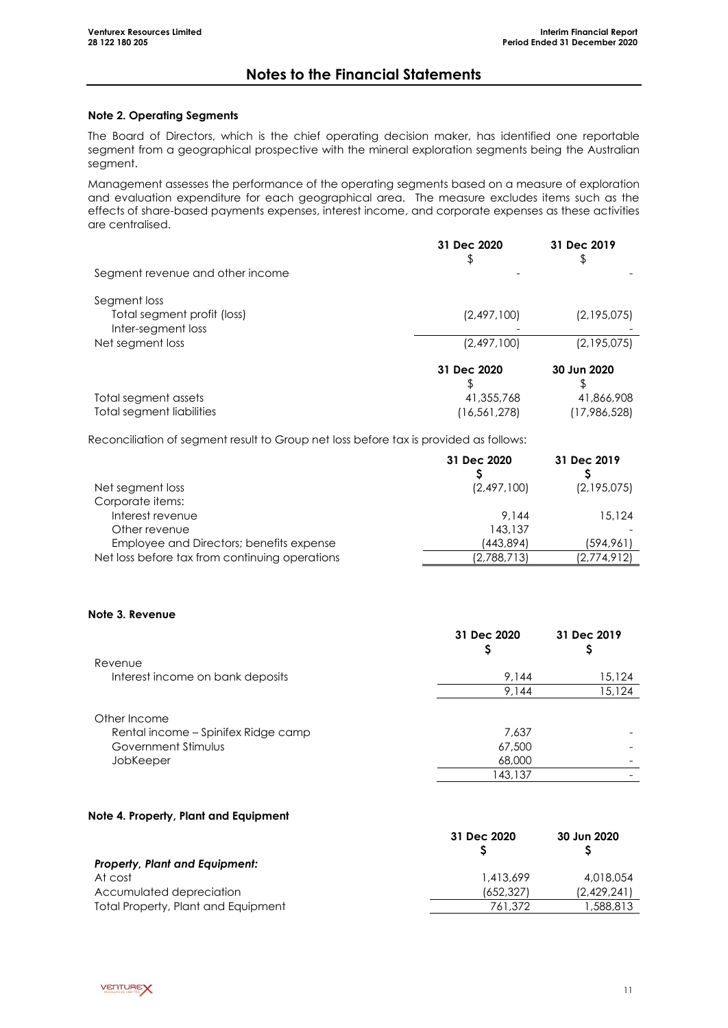# Notes to the Financial Statements

**Note 2. Operating Segments**

The Board of Directors, which is the chief operating decision maker, has identified one reportable segment from a geographical prospective with the mineral exploration segments being the Australian segment.

Management assesses the performance of the operating segments based on a measure of exploration and evaluation expenditure for each geographical area. The measure excludes items such as the effects of share-based payments expenses, interest income, and corporate expenses as these activities are centralised.

| | 31 Dec 2020 $ | 31 Dec 2019 $ |
|---|---|---|
| Segment revenue and other income | - | - |
| Segment loss | | |
| Total segment profit (loss) | (2,497,100) | (2,195,075) |
| Inter-segment loss | - | - |
| Net segment loss | (2,497,100) | (2,195,075) |

| | 31 Dec 2020 $ | 30 Jun 2020 $ |
|---|---|---|
| Total segment assets | 41,355,768 | 41,866,908 |
| Total segment liabilities | (16,561,278) | (17,986,528) |

Reconciliation of segment result to Group net loss before tax is provided as follows:

| | 31 Dec 2020 $ | 31 Dec 2019 $ |
|---|---|---|
| Net segment loss | (2,497,100) | (2,195,075) |
| Corporate items: | | |
| Interest revenue | 9,144 | 15,124 |
| Other revenue | 143,137 | - |
| Employee and Directors; benefits expense | (443,894) | (594,961) |
| Net loss before tax from continuing operations | (2,788,713) | (2,774,912) |

**Note 3. Revenue**

| | 31 Dec 2020 $ | 31 Dec 2019 $ |
|---|---|---|
| Revenue | | |
| Interest income on bank deposits | 9,144 | 15,124 |
| | 9,144 | 15,124 |
| Other Income | | |
| Rental income – Spinifex Ridge camp | 7,637 | - |
| Government Stimulus | 67,500 | - |
| JobKeeper | 68,000 | - |
| | 143,137 | - |

**Note 4. Property, Plant and Equipment**

| | 31 Dec 2020 $ | 30 Jun 2020 $ |
|---|---|---|
| ***Property, Plant and Equipment:*** | | |
| At cost | 1,413,699 | 4,018,054 |
| Accumulated depreciation | (652,327) | (2,429,241) |
| Total Property, Plant and Equipment | 761,372 | 1,588,813 |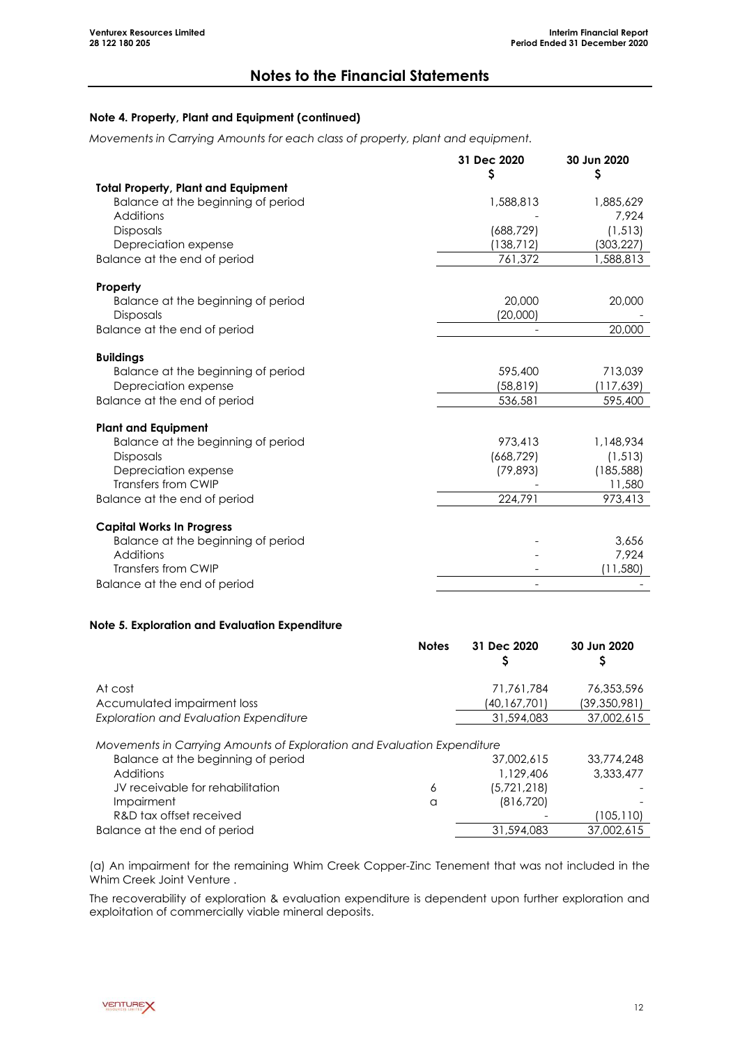# Notes to the Financial Statements

### Note 4. Property, Plant and Equipment (continued)

*Movements in Carrying Amounts for each class of property, plant and equipment.*

| | 31 Dec 2020<br>$ | 30 Jun 2020<br>$ |
|---|---|---|
| **Total Property, Plant and Equipment** | | |
| Balance at the beginning of period | 1,588,813 | 1,885,629 |
| Additions | - | 7,924 |
| Disposals | (688,729) | (1,513) |
| Depreciation expense | (138,712) | (303,227) |
| Balance at the end of period | 761,372 | 1,588,813 |
| **Property** | | |
| Balance at the beginning of period | 20,000 | 20,000 |
| Disposals | (20,000) | - |
| Balance at the end of period | - | 20,000 |
| **Buildings** | | |
| Balance at the beginning of period | 595,400 | 713,039 |
| Depreciation expense | (58,819) | (117,639) |
| Balance at the end of period | 536,581 | 595,400 |
| **Plant and Equipment** | | |
| Balance at the beginning of period | 973,413 | 1,148,934 |
| Disposals | (668,729) | (1,513) |
| Depreciation expense | (79,893) | (185,588) |
| Transfers from CWIP | - | 11,580 |
| Balance at the end of period | 224,791 | 973,413 |
| **Capital Works In Progress** | | |
| Balance at the beginning of period | - | 3,656 |
| Additions | - | 7,924 |
| Transfers from CWIP | - | (11,580) |
| Balance at the end of period | - | - |

### Note 5. Exploration and Evaluation Expenditure

| | Notes | 31 Dec 2020<br>$ | 30 Jun 2020<br>$ |
|---|---|---|---|
| At cost | | 71,761,784 | 76,353,596 |
| Accumulated impairment loss | | (40,167,701) | (39,350,981) |
| *Exploration and Evaluation Expenditure* | | 31,594,083 | 37,002,615 |
| *Movements in Carrying Amounts of Exploration and Evaluation Expenditure* | | | |
| Balance at the beginning of period | | 37,002,615 | 33,774,248 |
| Additions | | 1,129,406 | 3,333,477 |
| JV receivable for rehabilitation | 6 | (5,721,218) | - |
| Impairment | a | (816,720) | - |
| R&D tax offset received | | - | (105,110) |
| Balance at the end of period | | 31,594,083 | 37,002,615 |

(a) An impairment for the remaining Whim Creek Copper-Zinc Tenement that was not included in the Whim Creek Joint Venture .

The recoverability of exploration & evaluation expenditure is dependent upon further exploration and exploitation of commercially viable mineral deposits.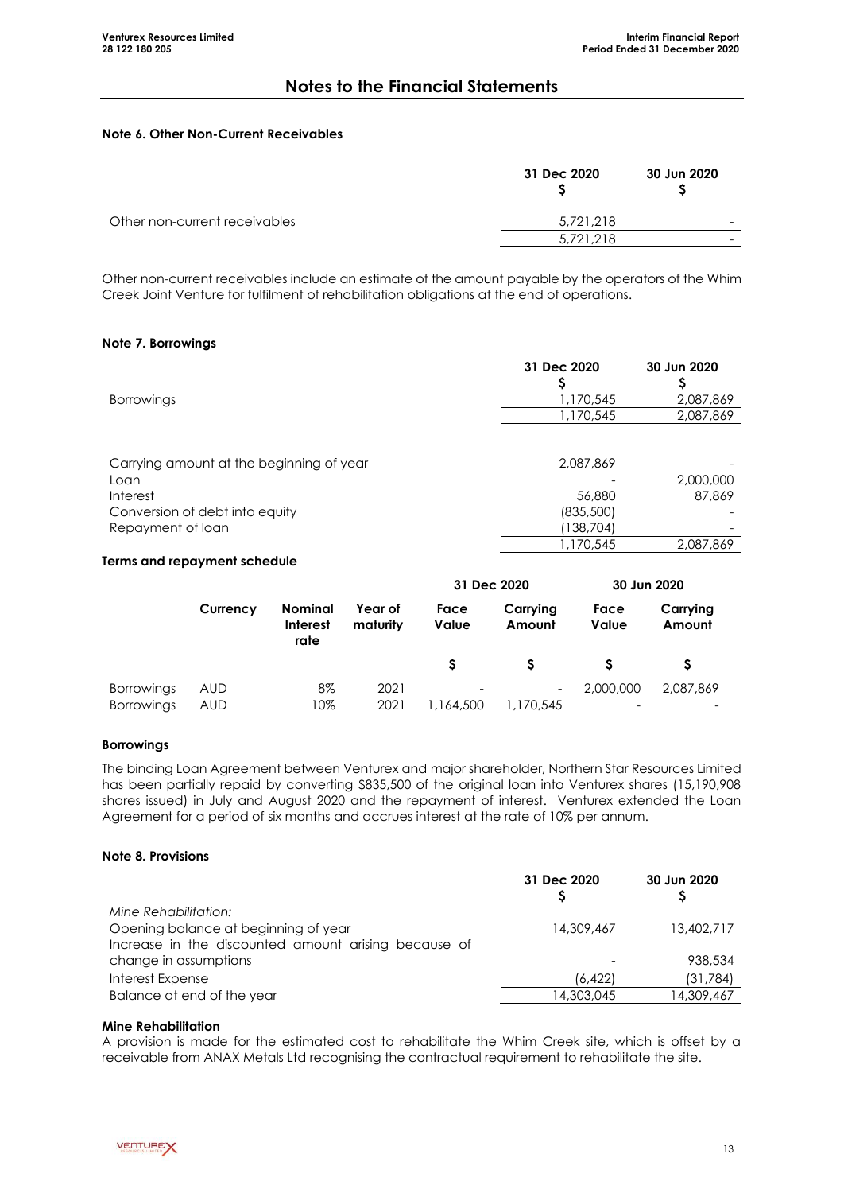## Notes to the Financial Statements

### Note 6. Other Non-Current Receivables

| | 31 Dec 2020 $ | 30 Jun 2020 $ |
|---|---|---|
| Other non-current receivables | 5,721,218 | - |
| | 5,721,218 | - |

Other non-current receivables include an estimate of the amount payable by the operators of the Whim Creek Joint Venture for fulfilment of rehabilitation obligations at the end of operations.

### Note 7. Borrowings

| | 31 Dec 2020 $ | 30 Jun 2020 $ |
|---|---|---|
| Borrowings | 1,170,545 | 2,087,869 |
| | 1,170,545 | 2,087,869 |
| | | |
| Carrying amount at the beginning of year | 2,087,869 | - |
| Loan | - | 2,000,000 |
| Interest | 56,880 | 87,869 |
| Conversion of debt into equity | (835,500) | - |
| Repayment of loan | (138,704) | - |
| | 1,170,545 | 2,087,869 |

**Terms and repayment schedule**

| | Currency | Nominal Interest rate | Year of maturity | 31 Dec 2020 Face Value | 31 Dec 2020 Carrying Amount | 30 Jun 2020 Face Value | 30 Jun 2020 Carrying Amount |
|---|---|---|---|---|---|---|---|
| | | | | $ | $ | $ | $ |
| Borrowings | AUD | 8% | 2021 | - | - | 2,000,000 | 2,087,869 |
| Borrowings | AUD | 10% | 2021 | 1,164,500 | 1,170,545 | - | - |

**Borrowings**

The binding Loan Agreement between Venturex and major shareholder, Northern Star Resources Limited has been partially repaid by converting $835,500 of the original loan into Venturex shares (15,190,908 shares issued) in July and August 2020 and the repayment of interest. Venturex extended the Loan Agreement for a period of six months and accrues interest at the rate of 10% per annum.

### Note 8. Provisions

| | 31 Dec 2020 $ | 30 Jun 2020 $ |
|---|---|---|
| *Mine Rehabilitation:* | | |
| Opening balance at beginning of year | 14,309,467 | 13,402,717 |
| Increase in the discounted amount arising because of change in assumptions | - | 938,534 |
| Interest Expense | (6,422) | (31,784) |
| Balance at end of the year | 14,303,045 | 14,309,467 |

**Mine Rehabilitation**

A provision is made for the estimated cost to rehabilitate the Whim Creek site, which is offset by a receivable from ANAX Metals Ltd recognising the contractual requirement to rehabilitate the site.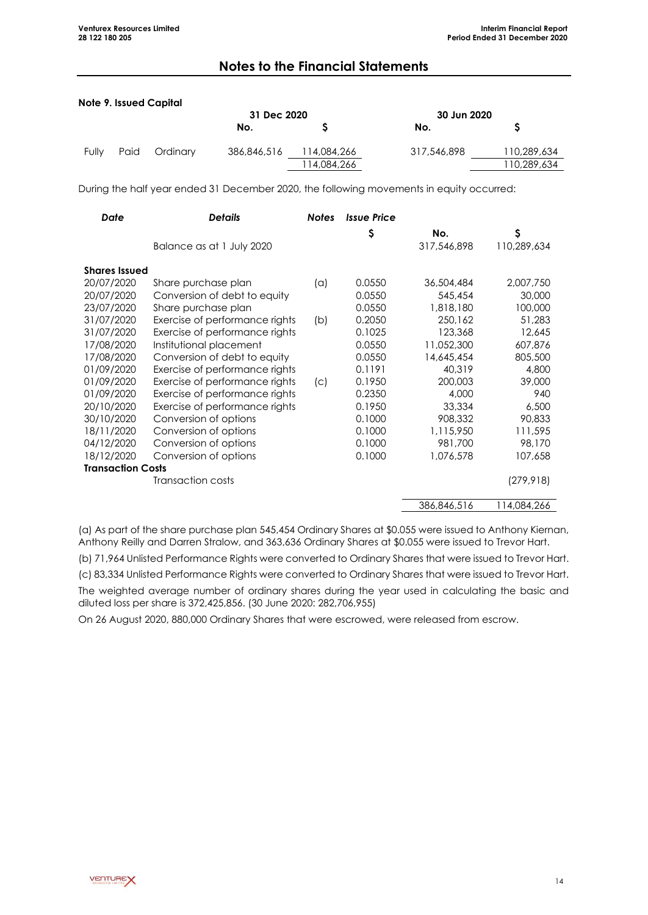## Notes to the Financial Statements

### Note 9. Issued Capital

| | 31 Dec 2020 | | 30 Jun 2020 | |
|---|---|---|---|---|
| | No. | $ | No. | $ |
| Fully Paid Ordinary | 386,846,516 | 114,084,266 | 317,546,898 | 110,289,634 |
| | | 114,084,266 | | 110,289,634 |

During the half year ended 31 December 2020, the following movements in equity occurred:

| *Date* | *Details* | *Notes* | *Issue Price* | | |
|---|---|---|---|---|---|
| | | | $ | No. | $ |
| | Balance as at 1 July 2020 | | | 317,546,898 | 110,289,634 |
| **Shares Issued** | | | | | |
| 20/07/2020 | Share purchase plan | (a) | 0.0550 | 36,504,484 | 2,007,750 |
| 20/07/2020 | Conversion of debt to equity | | 0.0550 | 545,454 | 30,000 |
| 23/07/2020 | Share purchase plan | | 0.0550 | 1,818,180 | 100,000 |
| 31/07/2020 | Exercise of performance rights | (b) | 0.2050 | 250,162 | 51,283 |
| 31/07/2020 | Exercise of performance rights | | 0.1025 | 123,368 | 12,645 |
| 17/08/2020 | Institutional placement | | 0.0550 | 11,052,300 | 607,876 |
| 17/08/2020 | Conversion of debt to equity | | 0.0550 | 14,645,454 | 805,500 |
| 01/09/2020 | Exercise of performance rights | | 0.1191 | 40,319 | 4,800 |
| 01/09/2020 | Exercise of performance rights | (c) | 0.1950 | 200,003 | 39,000 |
| 01/09/2020 | Exercise of performance rights | | 0.2350 | 4,000 | 940 |
| 20/10/2020 | Exercise of performance rights | | 0.1950 | 33,334 | 6,500 |
| 30/10/2020 | Conversion of options | | 0.1000 | 908,332 | 90,833 |
| 18/11/2020 | Conversion of options | | 0.1000 | 1,115,950 | 111,595 |
| 04/12/2020 | Conversion of options | | 0.1000 | 981,700 | 98,170 |
| 18/12/2020 | Conversion of options | | 0.1000 | 1,076,578 | 107,658 |
| **Transaction Costs** | | | | | |
| | Transaction costs | | | | (279,918) |
| | | | | 386,846,516 | 114,084,266 |

(a) As part of the share purchase plan 545,454 Ordinary Shares at $0.055 were issued to Anthony Kiernan, Anthony Reilly and Darren Stralow, and 363,636 Ordinary Shares at $0.055 were issued to Trevor Hart.

(b) 71,964 Unlisted Performance Rights were converted to Ordinary Shares that were issued to Trevor Hart.

(c) 83,334 Unlisted Performance Rights were converted to Ordinary Shares that were issued to Trevor Hart.

The weighted average number of ordinary shares during the year used in calculating the basic and diluted loss per share is 372,425,856. (30 June 2020: 282,706,955)

On 26 August 2020, 880,000 Ordinary Shares that were escrowed, were released from escrow.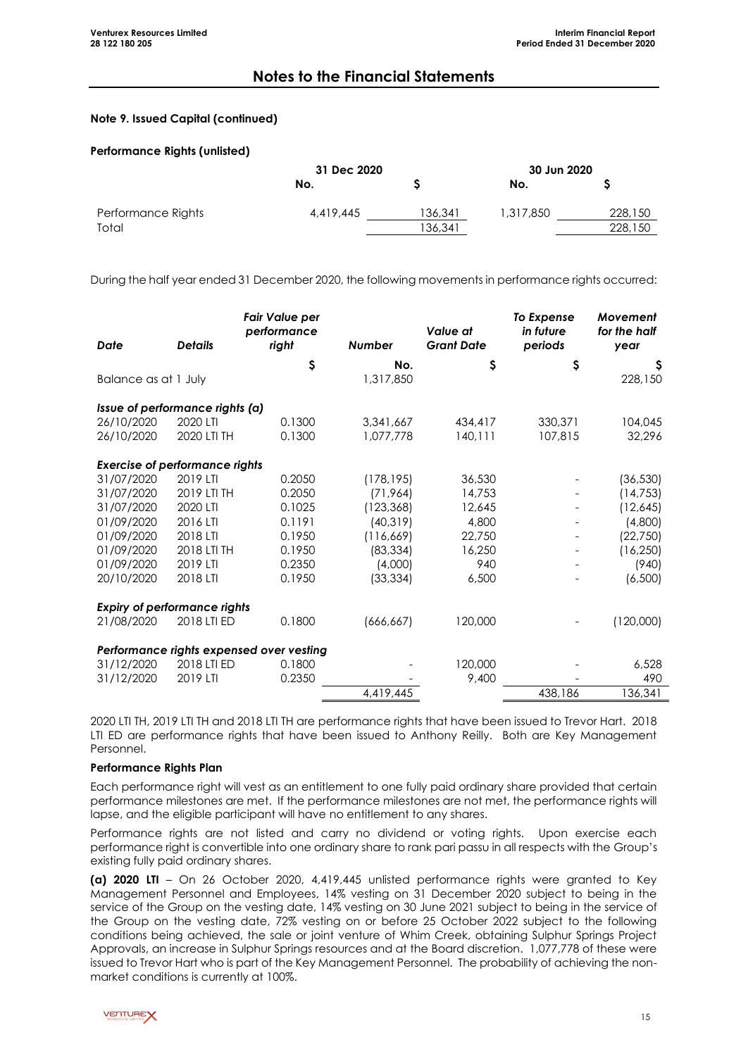# Notes to the Financial Statements

**Note 9. Issued Capital (continued)**

**Performance Rights (unlisted)**

| | 31 Dec 2020 | | 30 Jun 2020 | |
|---|---|---|---|---|
| | No. | $ | No. | $ |
| Performance Rights | 4,419,445 | 136,341 | 1,317,850 | 228,150 |
| Total | | 136,341 | | 228,150 |

During the half year ended 31 December 2020, the following movements in performance rights occurred:

| Date | Details | *Fair Value per performance right* | *Number* | *Value at Grant Date* | *To Expense in future periods* | *Movement for the half year* |
|---|---|---|---|---|---|---|
| | | $ | No. | $ | $ | $ |
| Balance as at 1 July | | | 1,317,850 | | | 228,150 |
| ***Issue of performance rights (a)*** | | | | | | |
| 26/10/2020 | 2020 LTI | 0.1300 | 3,341,667 | 434,417 | 330,371 | 104,045 |
| 26/10/2020 | 2020 LTI TH | 0.1300 | 1,077,778 | 140,111 | 107,815 | 32,296 |
| ***Exercise of performance rights*** | | | | | | |
| 31/07/2020 | 2019 LTI | 0.2050 | (178,195) | 36,530 | - | (36,530) |
| 31/07/2020 | 2019 LTI TH | 0.2050 | (71,964) | 14,753 | - | (14,753) |
| 31/07/2020 | 2020 LTI | 0.1025 | (123,368) | 12,645 | - | (12,645) |
| 01/09/2020 | 2016 LTI | 0.1191 | (40,319) | 4,800 | - | (4,800) |
| 01/09/2020 | 2018 LTI | 0.1950 | (116,669) | 22,750 | - | (22,750) |
| 01/09/2020 | 2018 LTI TH | 0.1950 | (83,334) | 16,250 | - | (16,250) |
| 01/09/2020 | 2019 LTI | 0.2350 | (4,000) | 940 | - | (940) |
| 20/10/2020 | 2018 LTI | 0.1950 | (33,334) | 6,500 | - | (6,500) |
| ***Expiry of performance rights*** | | | | | | |
| 21/08/2020 | 2018 LTI ED | 0.1800 | (666,667) | 120,000 | - | (120,000) |
| ***Performance rights expensed over vesting*** | | | | | | |
| 31/12/2020 | 2018 LTI ED | 0.1800 | - | 120,000 | - | 6,528 |
| 31/12/2020 | 2019 LTI | 0.2350 | - | 9,400 | - | 490 |
| | | | 4,419,445 | | 438,186 | 136,341 |

2020 LTI TH, 2019 LTI TH and 2018 LTI TH are performance rights that have been issued to Trevor Hart. 2018 LTI ED are performance rights that have been issued to Anthony Reilly. Both are Key Management Personnel.

**Performance Rights Plan**

Each performance right will vest as an entitlement to one fully paid ordinary share provided that certain performance milestones are met. If the performance milestones are not met, the performance rights will lapse, and the eligible participant will have no entitlement to any shares.

Performance rights are not listed and carry no dividend or voting rights. Upon exercise each performance right is convertible into one ordinary share to rank pari passu in all respects with the Group's existing fully paid ordinary shares.

**(a) 2020 LTI** – On 26 October 2020, 4,419,445 unlisted performance rights were granted to Key Management Personnel and Employees, 14% vesting on 31 December 2020 subject to being in the service of the Group on the vesting date, 14% vesting on 30 June 2021 subject to being in the service of the Group on the vesting date, 72% vesting on or before 25 October 2022 subject to the following conditions being achieved, the sale or joint venture of Whim Creek, obtaining Sulphur Springs Project Approvals, an increase in Sulphur Springs resources and at the Board discretion. 1,077,778 of these were issued to Trevor Hart who is part of the Key Management Personnel. The probability of achieving the non-market conditions is currently at 100%.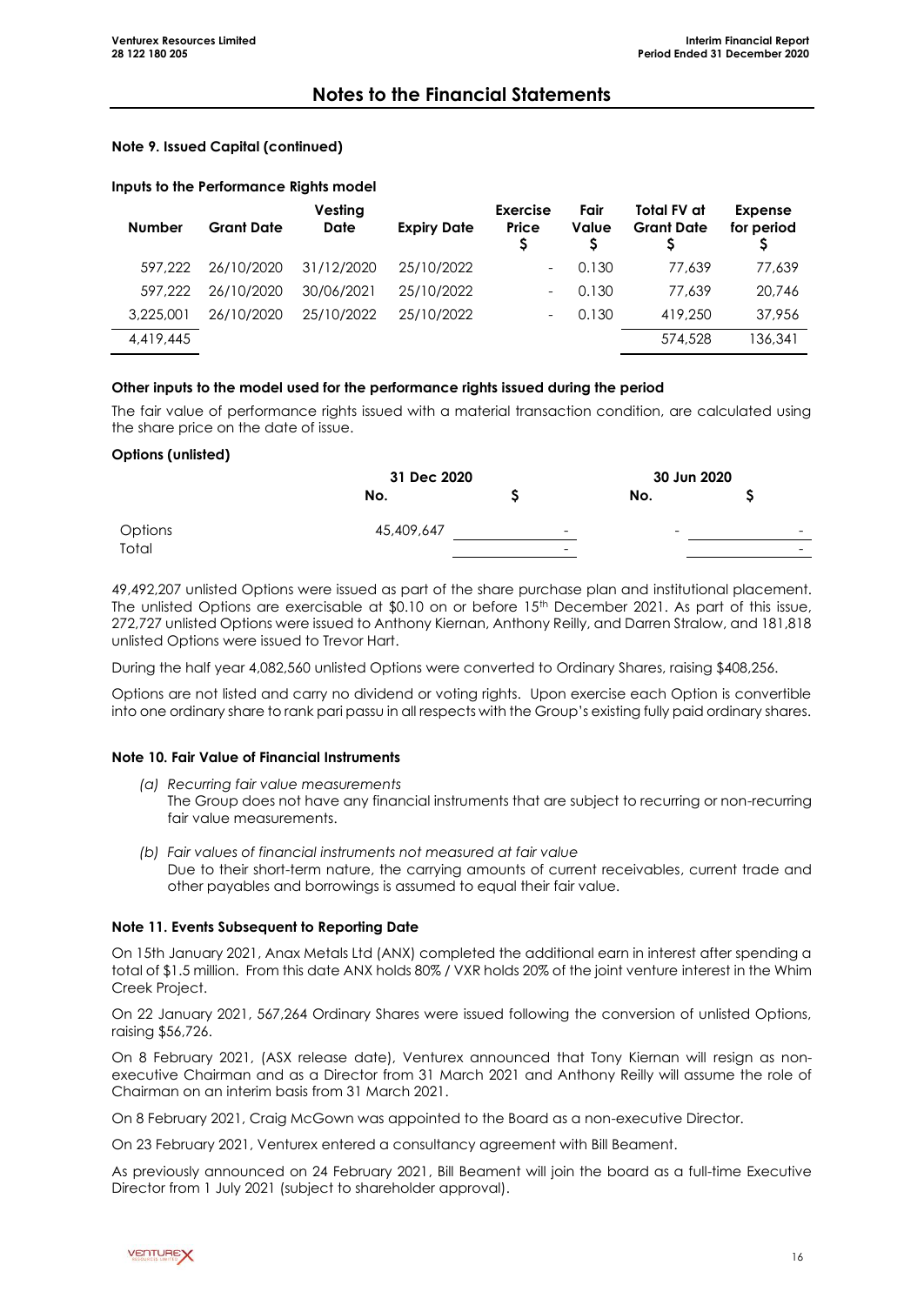# Notes to the Financial Statements

### Note 9. Issued Capital (continued)

**Inputs to the Performance Rights model**

| Number | Grant Date | Vesting Date | Expiry Date | Exercise Price $ | Fair Value $ | Total FV at Grant Date $ | Expense for period $ |
|---|---|---|---|---|---|---|---|
| 597,222 | 26/10/2020 | 31/12/2020 | 25/10/2022 | - | 0.130 | 77,639 | 77,639 |
| 597,222 | 26/10/2020 | 30/06/2021 | 25/10/2022 | - | 0.130 | 77,639 | 20,746 |
| 3,225,001 | 26/10/2020 | 25/10/2022 | 25/10/2022 | - | 0.130 | 419,250 | 37,956 |
| 4,419,445 | | | | | | 574,528 | 136,341 |

**Other inputs to the model used for the performance rights issued during the period**

The fair value of performance rights issued with a material transaction condition, are calculated using the share price on the date of issue.

**Options (unlisted)**

| | 31 Dec 2020 | | 30 Jun 2020 | |
|---|---|---|---|---|
| | No. | $ | No. | $ |
| Options | 45,409,647 | - | - | - |
| Total | | - | | - |

49,492,207 unlisted Options were issued as part of the share purchase plan and institutional placement. The unlisted Options are exercisable at $0.10 on or before 15th December 2021. As part of this issue, 272,727 unlisted Options were issued to Anthony Kiernan, Anthony Reilly, and Darren Stralow, and 181,818 unlisted Options were issued to Trevor Hart.

During the half year 4,082,560 unlisted Options were converted to Ordinary Shares, raising $408,256.

Options are not listed and carry no dividend or voting rights. Upon exercise each Option is convertible into one ordinary share to rank pari passu in all respects with the Group's existing fully paid ordinary shares.

### Note 10. Fair Value of Financial Instruments

*(a) Recurring fair value measurements*
The Group does not have any financial instruments that are subject to recurring or non-recurring fair value measurements.

*(b) Fair values of financial instruments not measured at fair value*
Due to their short-term nature, the carrying amounts of current receivables, current trade and other payables and borrowings is assumed to equal their fair value.

### Note 11. Events Subsequent to Reporting Date

On 15th January 2021, Anax Metals Ltd (ANX) completed the additional earn in interest after spending a total of $1.5 million. From this date ANX holds 80% / VXR holds 20% of the joint venture interest in the Whim Creek Project.

On 22 January 2021, 567,264 Ordinary Shares were issued following the conversion of unlisted Options, raising $56,726.

On 8 February 2021, (ASX release date), Venturex announced that Tony Kiernan will resign as non-executive Chairman and as a Director from 31 March 2021 and Anthony Reilly will assume the role of Chairman on an interim basis from 31 March 2021.

On 8 February 2021, Craig McGown was appointed to the Board as a non-executive Director.

On 23 February 2021, Venturex entered a consultancy agreement with Bill Beament.

As previously announced on 24 February 2021, Bill Beament will join the board as a full-time Executive Director from 1 July 2021 (subject to shareholder approval).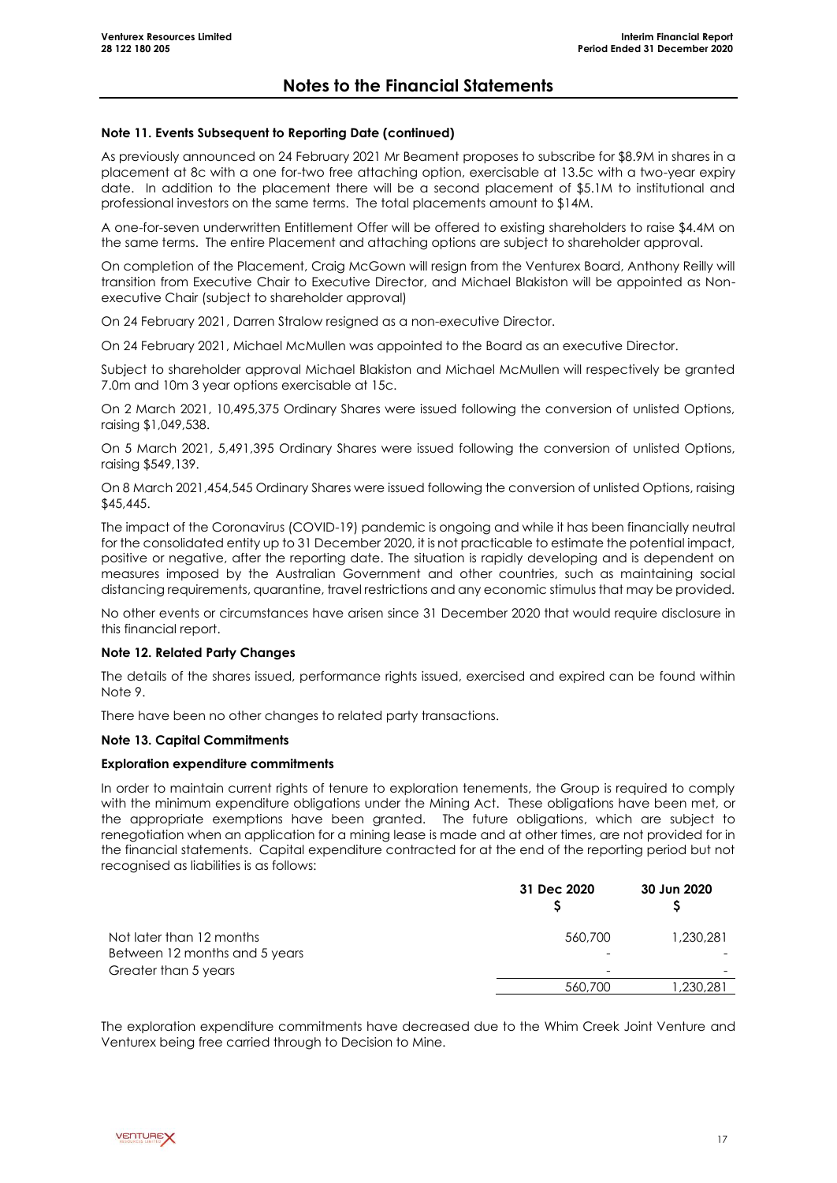# Notes to the Financial Statements

**Note 11. Events Subsequent to Reporting Date (continued)**

As previously announced on 24 February 2021 Mr Beament proposes to subscribe for $8.9M in shares in a placement at 8c with a one for-two free attaching option, exercisable at 13.5c with a two-year expiry date. In addition to the placement there will be a second placement of $5.1M to institutional and professional investors on the same terms. The total placements amount to $14M.

A one-for-seven underwritten Entitlement Offer will be offered to existing shareholders to raise $4.4M on the same terms. The entire Placement and attaching options are subject to shareholder approval.

On completion of the Placement, Craig McGown will resign from the Venturex Board, Anthony Reilly will transition from Executive Chair to Executive Director, and Michael Blakiston will be appointed as Non-executive Chair (subject to shareholder approval)

On 24 February 2021, Darren Stralow resigned as a non-executive Director.

On 24 February 2021, Michael McMullen was appointed to the Board as an executive Director.

Subject to shareholder approval Michael Blakiston and Michael McMullen will respectively be granted 7.0m and 10m 3 year options exercisable at 15c.

On 2 March 2021, 10,495,375 Ordinary Shares were issued following the conversion of unlisted Options, raising $1,049,538.

On 5 March 2021, 5,491,395 Ordinary Shares were issued following the conversion of unlisted Options, raising $549,139.

On 8 March 2021,454,545 Ordinary Shares were issued following the conversion of unlisted Options, raising $45,445.

The impact of the Coronavirus (COVID-19) pandemic is ongoing and while it has been financially neutral for the consolidated entity up to 31 December 2020, it is not practicable to estimate the potential impact, positive or negative, after the reporting date. The situation is rapidly developing and is dependent on measures imposed by the Australian Government and other countries, such as maintaining social distancing requirements, quarantine, travel restrictions and any economic stimulus that may be provided.

No other events or circumstances have arisen since 31 December 2020 that would require disclosure in this financial report.

**Note 12. Related Party Changes**

The details of the shares issued, performance rights issued, exercised and expired can be found within Note 9.

There have been no other changes to related party transactions.

**Note 13. Capital Commitments**

**Exploration expenditure commitments**

In order to maintain current rights of tenure to exploration tenements, the Group is required to comply with the minimum expenditure obligations under the Mining Act. These obligations have been met, or the appropriate exemptions have been granted. The future obligations, which are subject to renegotiation when an application for a mining lease is made and at other times, are not provided for in the financial statements. Capital expenditure contracted for at the end of the reporting period but not recognised as liabilities is as follows:

| | 31 Dec 2020 $ | 30 Jun 2020 $ |
|---|---|---|
| Not later than 12 months | 560,700 | 1,230,281 |
| Between 12 months and 5 years | - | - |
| Greater than 5 years | - | - |
| | 560,700 | 1,230,281 |

The exploration expenditure commitments have decreased due to the Whim Creek Joint Venture and Venturex being free carried through to Decision to Mine.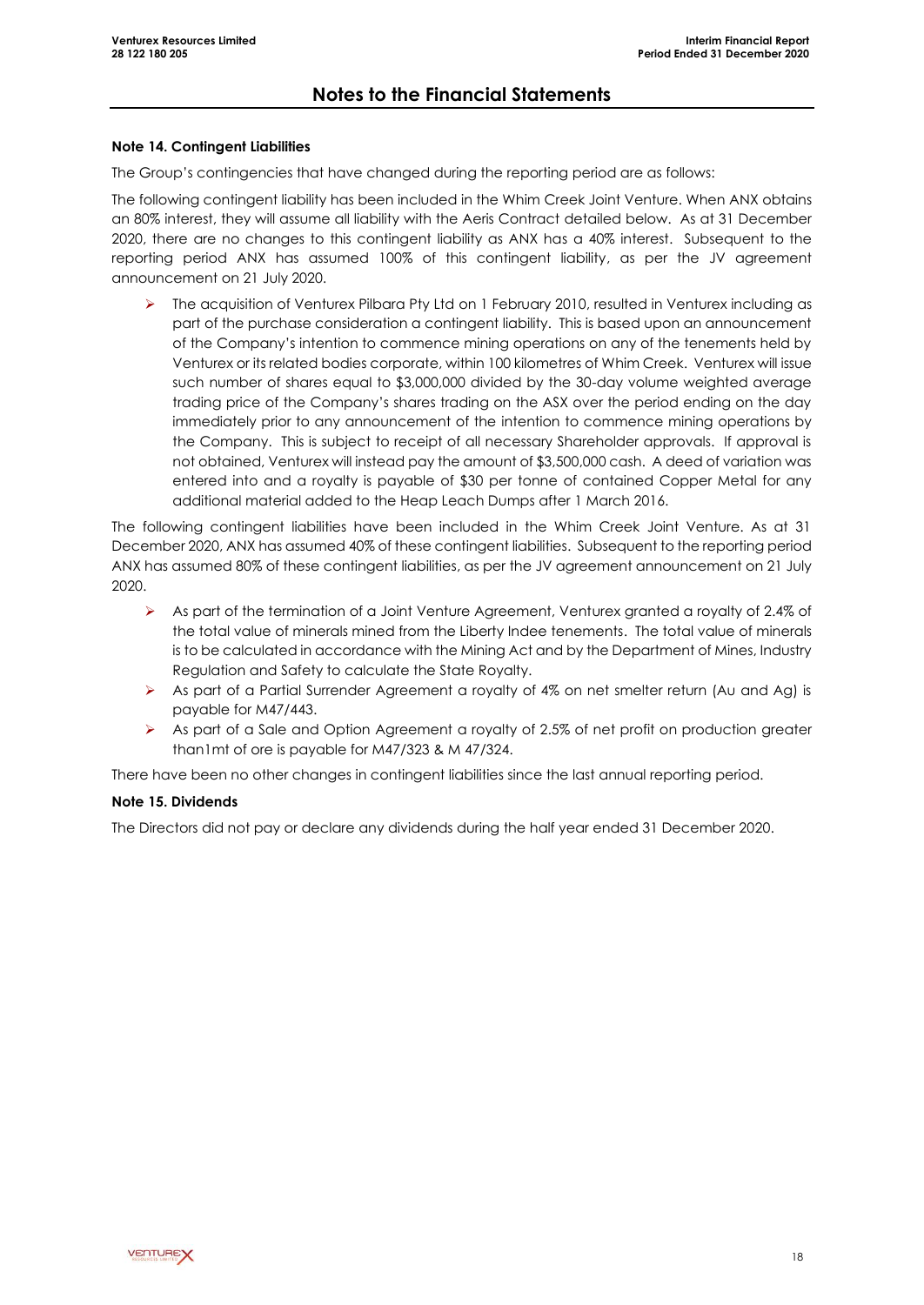# Notes to the Financial Statements

**Note 14. Contingent Liabilities**

The Group's contingencies that have changed during the reporting period are as follows:

The following contingent liability has been included in the Whim Creek Joint Venture. When ANX obtains an 80% interest, they will assume all liability with the Aeris Contract detailed below. As at 31 December 2020, there are no changes to this contingent liability as ANX has a 40% interest. Subsequent to the reporting period ANX has assumed 100% of this contingent liability, as per the JV agreement announcement on 21 July 2020.

- The acquisition of Venturex Pilbara Pty Ltd on 1 February 2010, resulted in Venturex including as part of the purchase consideration a contingent liability. This is based upon an announcement of the Company's intention to commence mining operations on any of the tenements held by Venturex or its related bodies corporate, within 100 kilometres of Whim Creek. Venturex will issue such number of shares equal to $3,000,000 divided by the 30-day volume weighted average trading price of the Company's shares trading on the ASX over the period ending on the day immediately prior to any announcement of the intention to commence mining operations by the Company. This is subject to receipt of all necessary Shareholder approvals. If approval is not obtained, Venturex will instead pay the amount of $3,500,000 cash. A deed of variation was entered into and a royalty is payable of $30 per tonne of contained Copper Metal for any additional material added to the Heap Leach Dumps after 1 March 2016.

The following contingent liabilities have been included in the Whim Creek Joint Venture. As at 31 December 2020, ANX has assumed 40% of these contingent liabilities. Subsequent to the reporting period ANX has assumed 80% of these contingent liabilities, as per the JV agreement announcement on 21 July 2020.

- As part of the termination of a Joint Venture Agreement, Venturex granted a royalty of 2.4% of the total value of minerals mined from the Liberty Indee tenements. The total value of minerals is to be calculated in accordance with the Mining Act and by the Department of Mines, Industry Regulation and Safety to calculate the State Royalty.
- As part of a Partial Surrender Agreement a royalty of 4% on net smelter return (Au and Ag) is payable for M47/443.
- As part of a Sale and Option Agreement a royalty of 2.5% of net profit on production greater than1mt of ore is payable for M47/323 & M 47/324.

There have been no other changes in contingent liabilities since the last annual reporting period.

**Note 15. Dividends**

The Directors did not pay or declare any dividends during the half year ended 31 December 2020.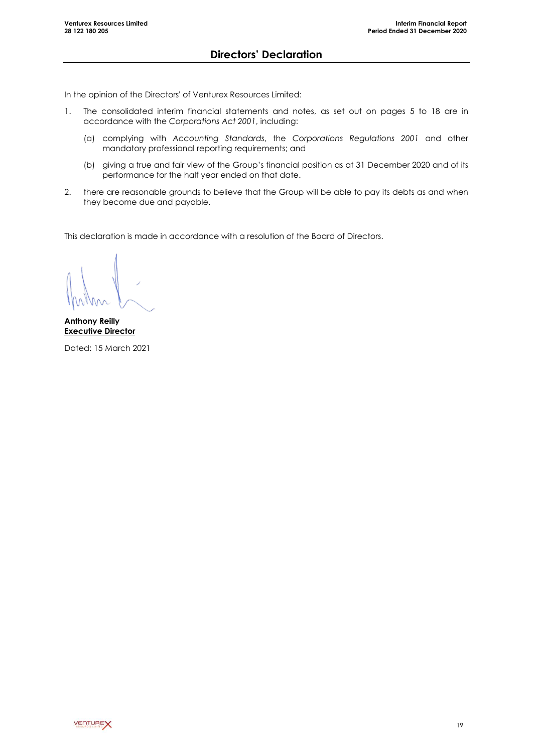# Directors' Declaration

In the opinion of the Directors' of Venturex Resources Limited:

1. The consolidated interim financial statements and notes, as set out on pages 5 to 18 are in accordance with the *Corporations Act 2001*, including:

   (a) complying with *Accounting Standards*, the *Corporations Regulations 2001* and other mandatory professional reporting requirements; and

   (b) giving a true and fair view of the Group's financial position as at 31 December 2020 and of its performance for the half year ended on that date.

2. there are reasonable grounds to believe that the Group will be able to pay its debts as and when they become due and payable.

This declaration is made in accordance with a resolution of the Board of Directors.

**Anthony Reilly**
**Executive Director**

Dated: 15 March 2021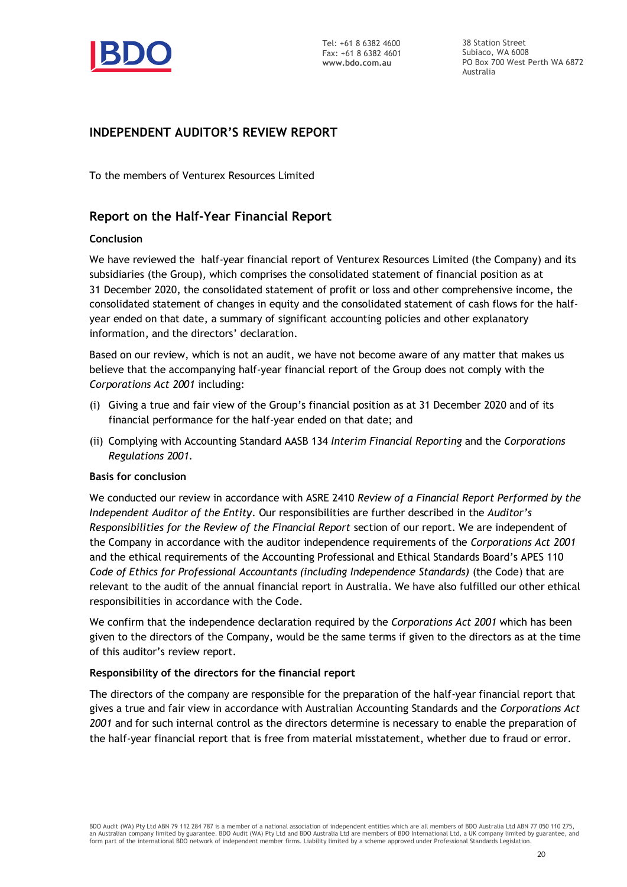Tel: +61 8 6382 4600
Fax: +61 8 6382 4601
**www.bdo.com.au**

38 Station Street
Subiaco, WA 6008
PO Box 700 West Perth WA 6872
Australia

## INDEPENDENT AUDITOR'S REVIEW REPORT

To the members of Venturex Resources Limited

## Report on the Half-Year Financial Report

### Conclusion

We have reviewed the half-year financial report of Venturex Resources Limited (the Company) and its subsidiaries (the Group), which comprises the consolidated statement of financial position as at 31 December 2020, the consolidated statement of profit or loss and other comprehensive income, the consolidated statement of changes in equity and the consolidated statement of cash flows for the half-year ended on that date, a summary of significant accounting policies and other explanatory information, and the directors' declaration.

Based on our review, which is not an audit, we have not become aware of any matter that makes us believe that the accompanying half-year financial report of the Group does not comply with the *Corporations Act 2001* including:

(i) Giving a true and fair view of the Group's financial position as at 31 December 2020 and of its financial performance for the half-year ended on that date; and

(ii) Complying with Accounting Standard AASB 134 *Interim Financial Reporting* and the *Corporations Regulations 2001.*

### Basis for conclusion

We conducted our review in accordance with ASRE 2410 *Review of a Financial Report Performed by the Independent Auditor of the Entity*. Our responsibilities are further described in the *Auditor's Responsibilities for the Review of the Financial Report* section of our report. We are independent of the Company in accordance with the auditor independence requirements of the *Corporations Act 2001* and the ethical requirements of the Accounting Professional and Ethical Standards Board's APES 110 *Code of Ethics for Professional Accountants (including Independence Standards)* (the Code) that are relevant to the audit of the annual financial report in Australia. We have also fulfilled our other ethical responsibilities in accordance with the Code.

We confirm that the independence declaration required by the *Corporations Act 2001* which has been given to the directors of the Company, would be the same terms if given to the directors as at the time of this auditor's review report.

### Responsibility of the directors for the financial report

The directors of the company are responsible for the preparation of the half-year financial report that gives a true and fair view in accordance with Australian Accounting Standards and the *Corporations Act 2001* and for such internal control as the directors determine is necessary to enable the preparation of the half-year financial report that is free from material misstatement, whether due to fraud or error.

BDO Audit (WA) Pty Ltd ABN 79 112 284 787 is a member of a national association of independent entities which are all members of BDO Australia Ltd ABN 77 050 110 275, an Australian company limited by guarantee. BDO Audit (WA) Pty Ltd and BDO Australia Ltd are members of BDO International Ltd, a UK company limited by guarantee, and form part of the international BDO network of independent member firms. Liability limited by a scheme approved under Professional Standards Legislation.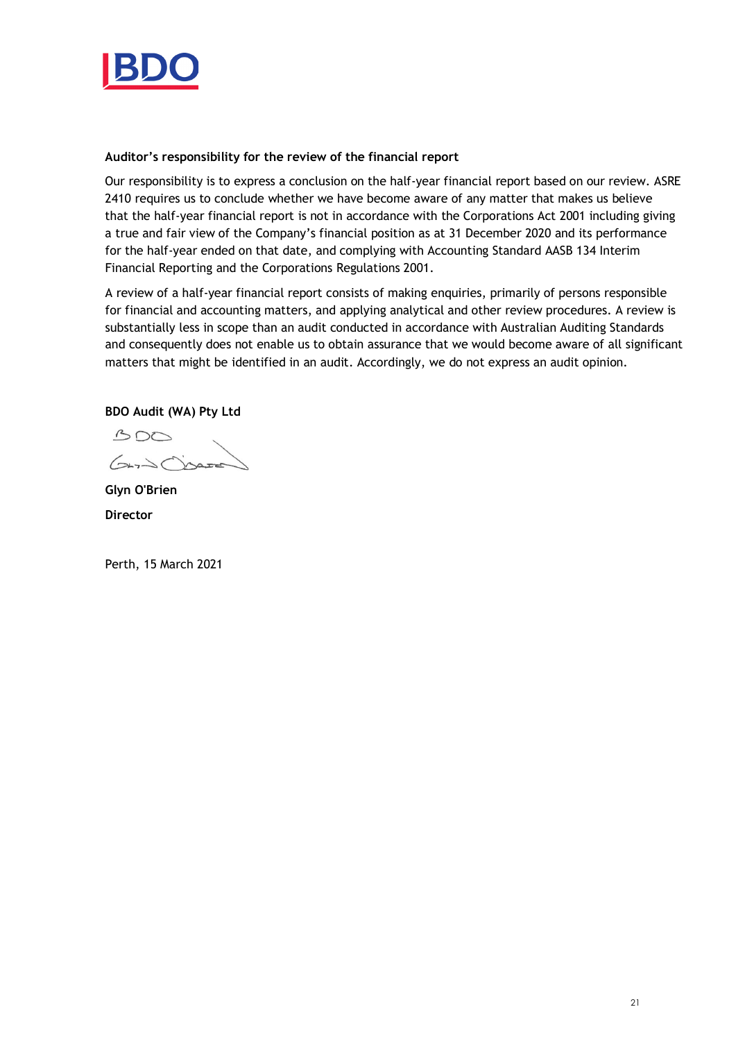**Auditor's responsibility for the review of the financial report**

Our responsibility is to express a conclusion on the half-year financial report based on our review. ASRE 2410 requires us to conclude whether we have become aware of any matter that makes us believe that the half-year financial report is not in accordance with the Corporations Act 2001 including giving a true and fair view of the Company's financial position as at 31 December 2020 and its performance for the half-year ended on that date, and complying with Accounting Standard AASB 134 Interim Financial Reporting and the Corporations Regulations 2001.

A review of a half-year financial report consists of making enquiries, primarily of persons responsible for financial and accounting matters, and applying analytical and other review procedures. A review is substantially less in scope than an audit conducted in accordance with Australian Auditing Standards and consequently does not enable us to obtain assurance that we would become aware of all significant matters that might be identified in an audit. Accordingly, we do not express an audit opinion.

**BDO Audit (WA) Pty Ltd**

**Glyn O'Brien**

**Director**

Perth, 15 March 2021